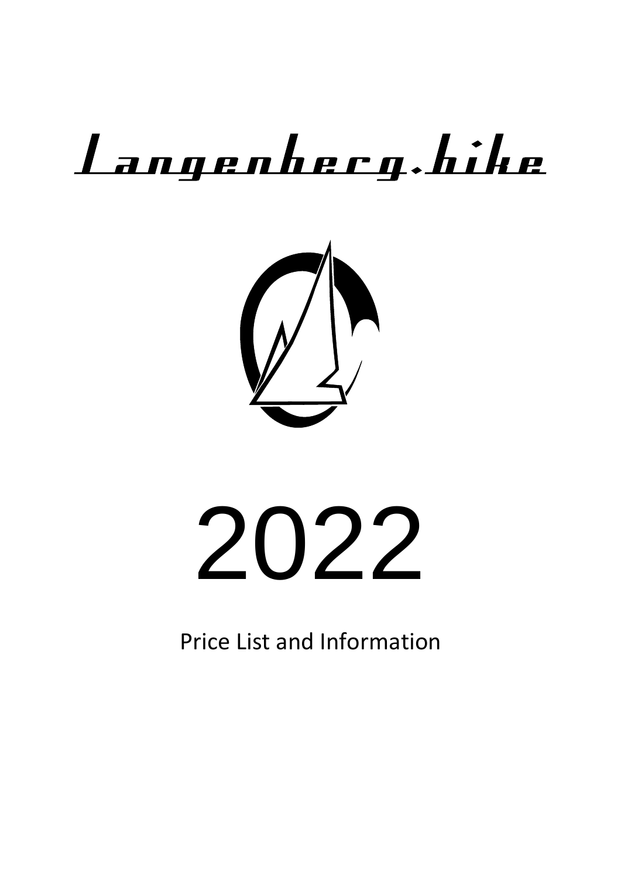# Langenberg.bike

# 2022

Price List and Information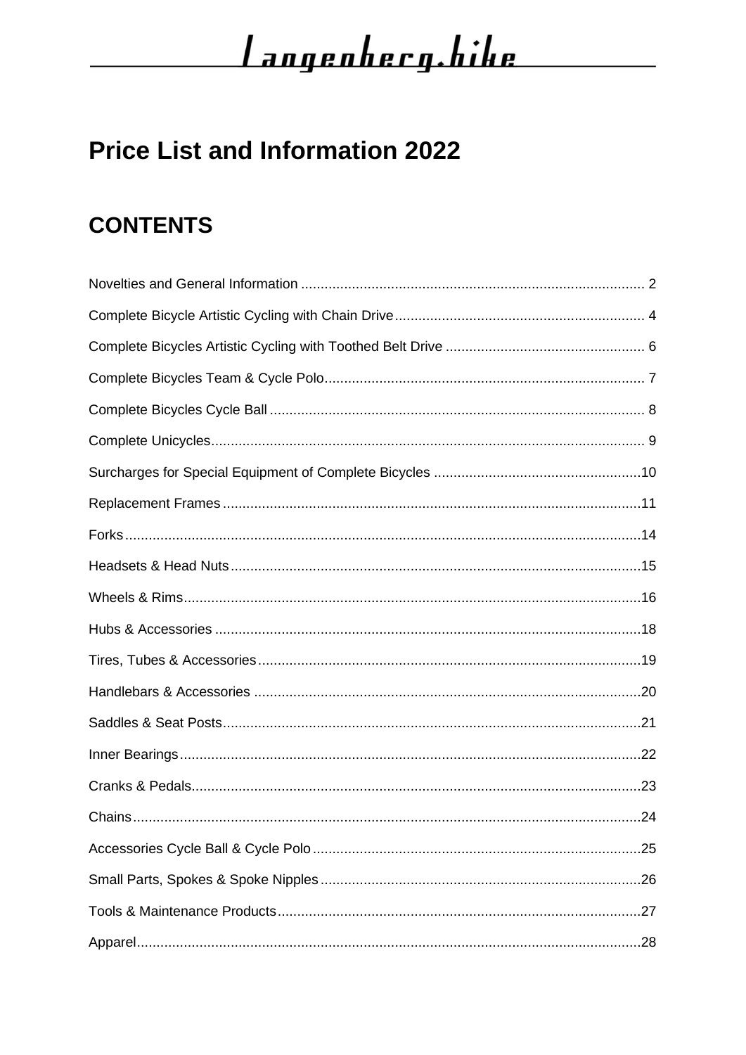# Langenberg.bike

# Price List and Information 2022

## CONTENTS

Novelties and General Information ........................................................................................ 2

Complete Bicycle Artistic Cycling with Chain Drive................................................................ 4

Complete Bicycles Artistic Cycling with Toothed Belt Drive ................................................... 6

Complete Bicycles Team & Cycle Polo.................................................................................. 7

Complete Bicycles Cycle Ball ................................................................................................ 8

Complete Unicycles............................................................................................................... 9

Surcharges for Special Equipment of Complete Bicycles .....................................................10

Replacement Frames...........................................................................................................11

Forks....................................................................................................................................14

Headsets & Head Nuts.........................................................................................................15

Wheels & Rims.....................................................................................................................16

Hubs & Accessories .............................................................................................................18

Tires, Tubes & Accessories..................................................................................................19

Handlebars & Accessories ...................................................................................................20

Saddles & Seat Posts...........................................................................................................21

Inner Bearings......................................................................................................................22

Cranks & Pedals...................................................................................................................23

Chains..................................................................................................................................24

Accessories Cycle Ball & Cycle Polo....................................................................................25

Small Parts, Spokes & Spoke Nipples..................................................................................26

Tools & Maintenance Products.............................................................................................27

Apparel.................................................................................................................................28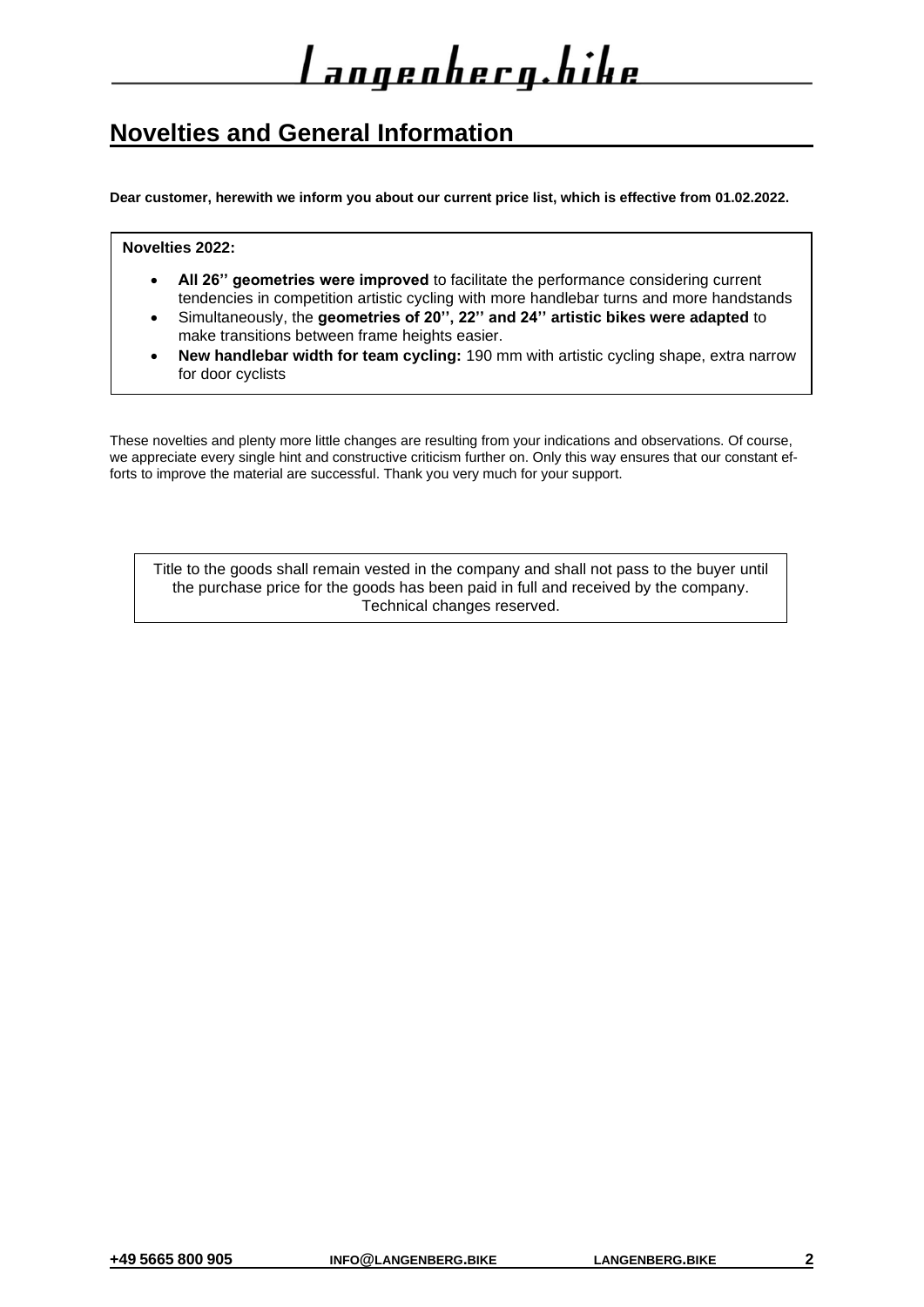# Novelties and General Information

**Dear customer, herewith we inform you about our current price list, which is effective from 01.02.2022.**

**Novelties 2022:**

- **All 26'' geometries were improved** to facilitate the performance considering current tendencies in competition artistic cycling with more handlebar turns and more handstands
- Simultaneously, the **geometries of 20'', 22'' and 24'' artistic bikes were adapted** to make transitions between frame heights easier.
- **New handlebar width for team cycling:** 190 mm with artistic cycling shape, extra narrow for door cyclists

These novelties and plenty more little changes are resulting from your indications and observations. Of course, we appreciate every single hint and constructive criticism further on. Only this way ensures that our constant efforts to improve the material are successful. Thank you very much for your support.

Title to the goods shall remain vested in the company and shall not pass to the buyer until the purchase price for the goods has been paid in full and received by the company.
Technical changes reserved.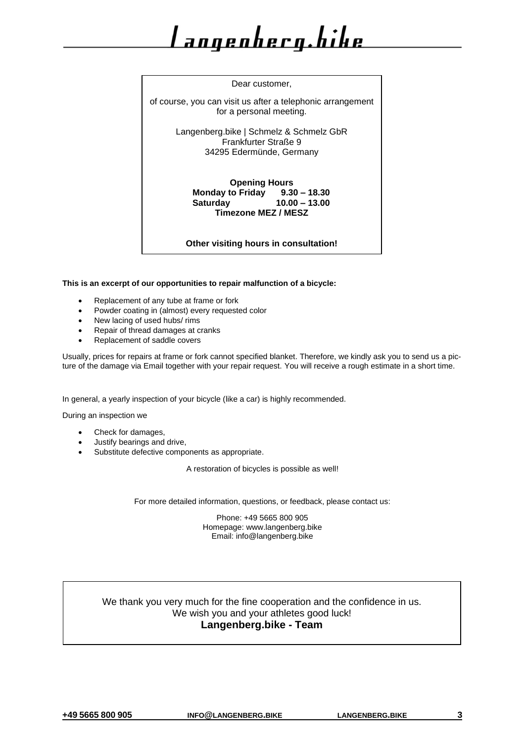Dear customer,

of course, you can visit us after a telephonic arrangement for a personal meeting.

Langenberg.bike | Schmelz & Schmelz GbR
Frankfurter Straße 9
34295 Edermünde, Germany

**Opening Hours**
**Monday to Friday 9.30 – 18.30**
**Saturday 10.00 – 13.00**
**Timezone MEZ / MESZ**

**Other visiting hours in consultation!**

**This is an excerpt of our opportunities to repair malfunction of a bicycle:**

- Replacement of any tube at frame or fork
- Powder coating in (almost) every requested color
- New lacing of used hubs/ rims
- Repair of thread damages at cranks
- Replacement of saddle covers

Usually, prices for repairs at frame or fork cannot specified blanket. Therefore, we kindly ask you to send us a picture of the damage via Email together with your repair request. You will receive a rough estimate in a short time.

In general, a yearly inspection of your bicycle (like a car) is highly recommended.

During an inspection we

- Check for damages,
- Justify bearings and drive,
- Substitute defective components as appropriate.

A restoration of bicycles is possible as well!

For more detailed information, questions, or feedback, please contact us:

Phone: +49 5665 800 905
Homepage: www.langenberg.bike
Email: info@langenberg.bike

We thank you very much for the fine cooperation and the confidence in us.
We wish you and your athletes good luck!
**Langenberg.bike - Team**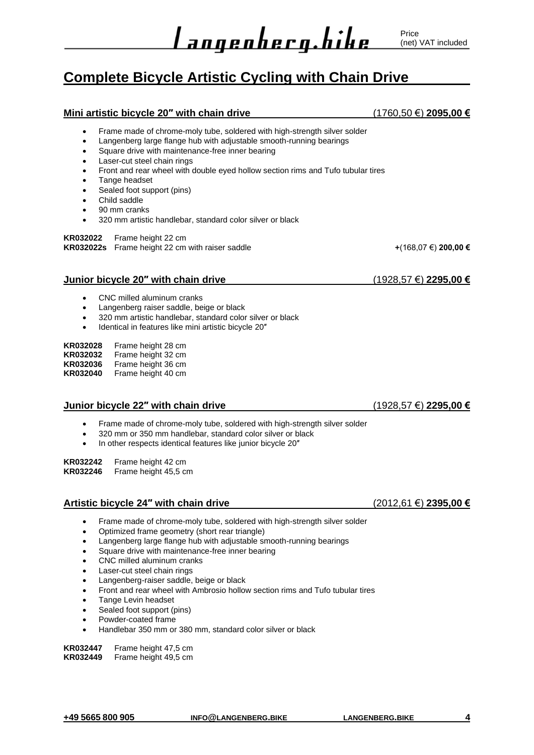# Complete Bicycle Artistic Cycling with Chain Drive

## Mini artistic bicycle 20″ with chain drive (1760,50 €) **2095,00 €**

- Frame made of chrome-moly tube, soldered with high-strength silver solder
- Langenberg large flange hub with adjustable smooth-running bearings
- Square drive with maintenance-free inner bearing
- Laser-cut steel chain rings
- Front and rear wheel with double eyed hollow section rims and Tufo tubular tires
- Tange headset
- Sealed foot support (pins)
- Child saddle
- 90 mm cranks
- 320 mm artistic handlebar, standard color silver or black

**KR032022** Frame height 22 cm
**KR032022s** Frame height 22 cm with raiser saddle **+**(168,07 €) **200,00 €**

## Junior bicycle 20″ with chain drive (1928,57 €) **2295,00 €**

- CNC milled aluminum cranks
- Langenberg raiser saddle, beige or black
- 320 mm artistic handlebar, standard color silver or black
- Identical in features like mini artistic bicycle 20″

**KR032028** Frame height 28 cm
**KR032032** Frame height 32 cm
**KR032036** Frame height 36 cm
**KR032040** Frame height 40 cm

## Junior bicycle 22″ with chain drive (1928,57 €) **2295,00 €**

- Frame made of chrome-moly tube, soldered with high-strength silver solder
- 320 mm or 350 mm handlebar, standard color silver or black
- In other respects identical features like junior bicycle 20″

**KR032242** Frame height 42 cm
**KR032246** Frame height 45,5 cm

## Artistic bicycle 24″ with chain drive (2012,61 €) **2395,00 €**

- Frame made of chrome-moly tube, soldered with high-strength silver solder
- Optimized frame geometry (short rear triangle)
- Langenberg large flange hub with adjustable smooth-running bearings
- Square drive with maintenance-free inner bearing
- CNC milled aluminum cranks
- Laser-cut steel chain rings
- Langenberg-raiser saddle, beige or black
- Front and rear wheel with Ambrosio hollow section rims and Tufo tubular tires
- Tange Levin headset
- Sealed foot support (pins)
- Powder-coated frame
- Handlebar 350 mm or 380 mm, standard color silver or black

**KR032447** Frame height 47,5 cm
**KR032449** Frame height 49,5 cm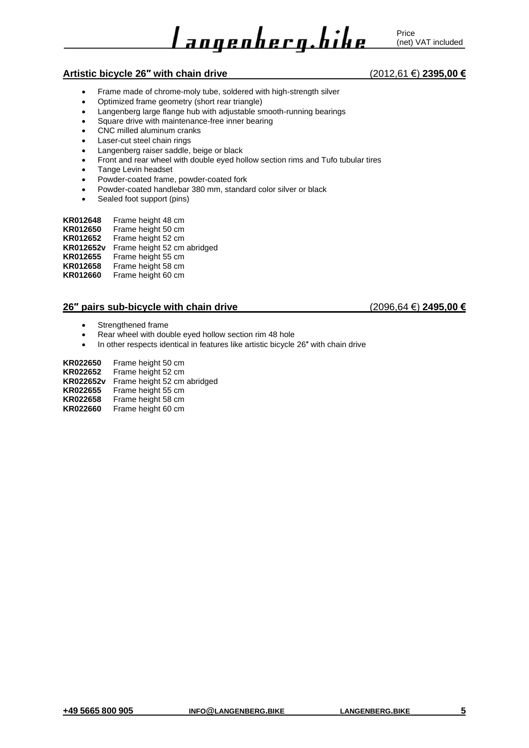Price (net) VAT included

## Artistic bicycle 26″ with chain drive (2012,61 €) **2395,00 €**

- Frame made of chrome-moly tube, soldered with high-strength silver
- Optimized frame geometry (short rear triangle)
- Langenberg large flange hub with adjustable smooth-running bearings
- Square drive with maintenance-free inner bearing
- CNC milled aluminum cranks
- Laser-cut steel chain rings
- Langenberg raiser saddle, beige or black
- Front and rear wheel with double eyed hollow section rims and Tufo tubular tires
- Tange Levin headset
- Powder-coated frame, powder-coated fork
- Powder-coated handlebar 380 mm, standard color silver or black
- Sealed foot support (pins)

| | |
|---|---|
| **KR012648** | Frame height 48 cm |
| **KR012650** | Frame height 50 cm |
| **KR012652** | Frame height 52 cm |
| **KR012652v** | Frame height 52 cm abridged |
| **KR012655** | Frame height 55 cm |
| **KR012658** | Frame height 58 cm |
| **KR012660** | Frame height 60 cm |

## 26″ pairs sub-bicycle with chain drive (2096,64 €) **2495,00 €**

- Strengthened frame
- Rear wheel with double eyed hollow section rim 48 hole
- In other respects identical in features like artistic bicycle 26″ with chain drive

| | |
|---|---|
| **KR022650** | Frame height 50 cm |
| **KR022652** | Frame height 52 cm |
| **KR022652v** | Frame height 52 cm abridged |
| **KR022655** | Frame height 55 cm |
| **KR022658** | Frame height 58 cm |
| **KR022660** | Frame height 60 cm |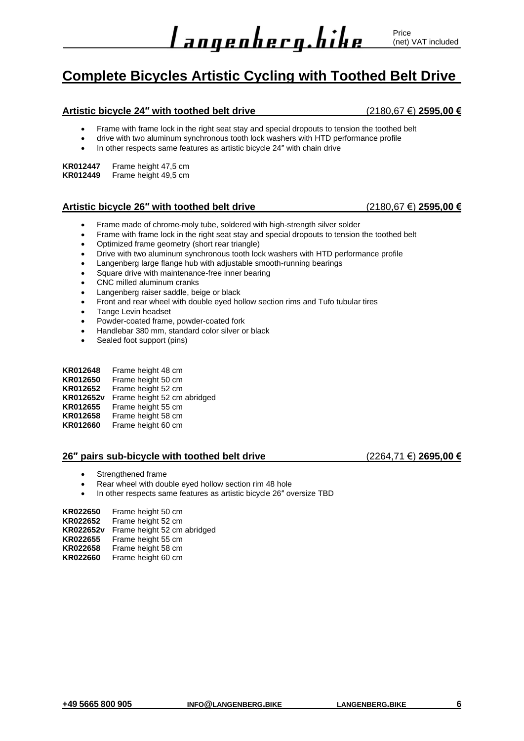Price
(net) VAT included

# Complete Bicycles Artistic Cycling with Toothed Belt Drive

## Artistic bicycle 24″ with toothed belt drive (2180,67 €) **2595,00 €**

- Frame with frame lock in the right seat stay and special dropouts to tension the toothed belt
- drive with two aluminum synchronous tooth lock washers with HTD performance profile
- In other respects same features as artistic bicycle 24″ with chain drive

**KR012447** Frame height 47,5 cm
**KR012449** Frame height 49,5 cm

## Artistic bicycle 26″ with toothed belt drive (2180,67 €) **2595,00 €**

- Frame made of chrome-moly tube, soldered with high-strength silver solder
- Frame with frame lock in the right seat stay and special dropouts to tension the toothed belt
- Optimized frame geometry (short rear triangle)
- Drive with two aluminum synchronous tooth lock washers with HTD performance profile
- Langenberg large flange hub with adjustable smooth-running bearings
- Square drive with maintenance-free inner bearing
- CNC milled aluminum cranks
- Langenberg raiser saddle, beige or black
- Front and rear wheel with double eyed hollow section rims and Tufo tubular tires
- Tange Levin headset
- Powder-coated frame, powder-coated fork
- Handlebar 380 mm, standard color silver or black
- Sealed foot support (pins)

**KR012648** Frame height 48 cm
**KR012650** Frame height 50 cm
**KR012652** Frame height 52 cm
**KR012652v** Frame height 52 cm abridged
**KR012655** Frame height 55 cm
**KR012658** Frame height 58 cm
**KR012660** Frame height 60 cm

## 26″ pairs sub-bicycle with toothed belt drive (2264,71 €) **2695,00 €**

- Strengthened frame
- Rear wheel with double eyed hollow section rim 48 hole
- In other respects same features as artistic bicycle 26″ oversize TBD

**KR022650** Frame height 50 cm
**KR022652** Frame height 52 cm
**KR022652v** Frame height 52 cm abridged
**KR022655** Frame height 55 cm
**KR022658** Frame height 58 cm
**KR022660** Frame height 60 cm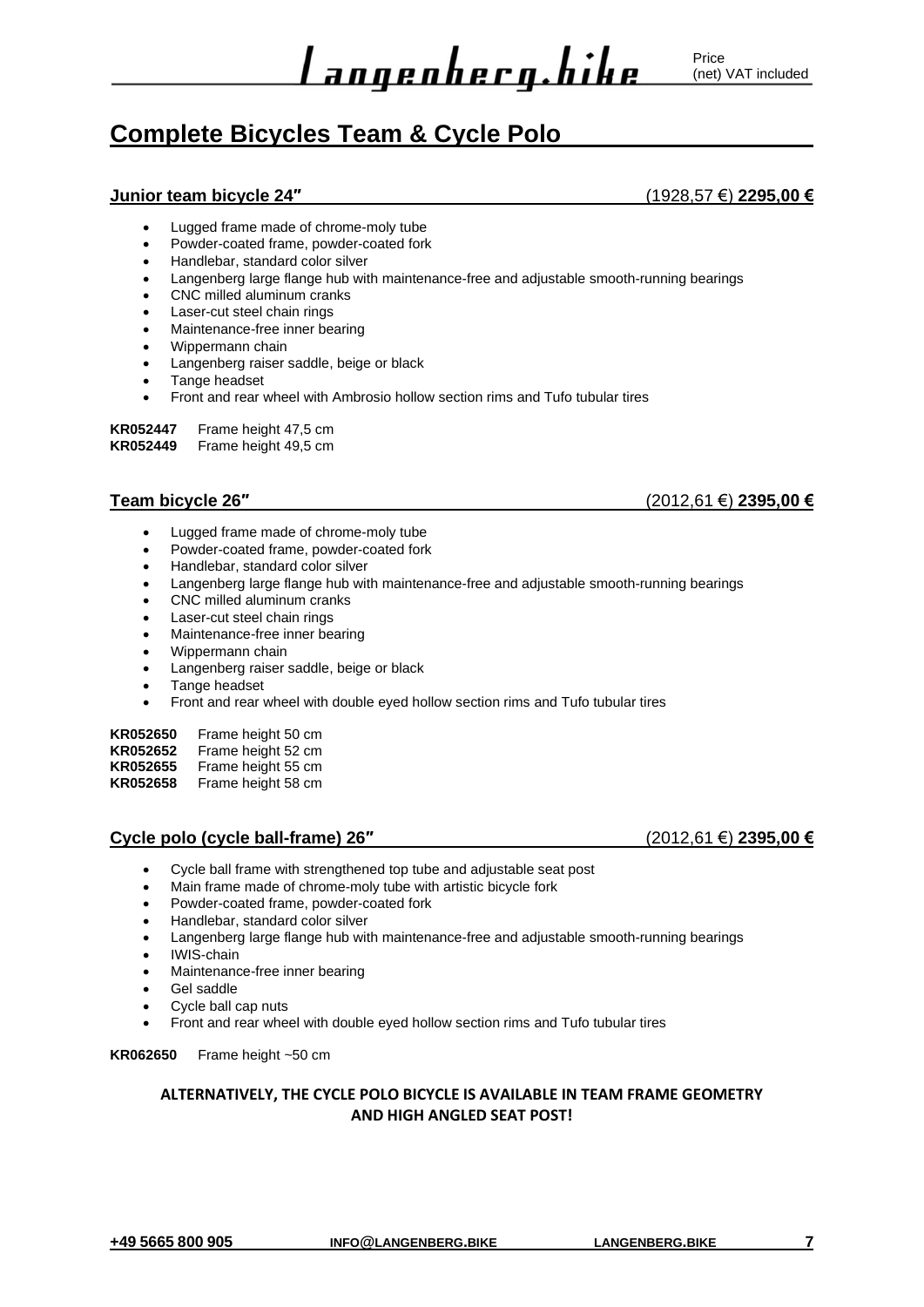# Complete Bicycles Team & Cycle Polo

## Junior team bicycle 24″ (1928,57 €) **2295,00 €**

- Lugged frame made of chrome-moly tube
- Powder-coated frame, powder-coated fork
- Handlebar, standard color silver
- Langenberg large flange hub with maintenance-free and adjustable smooth-running bearings
- CNC milled aluminum cranks
- Laser-cut steel chain rings
- Maintenance-free inner bearing
- Wippermann chain
- Langenberg raiser saddle, beige or black
- Tange headset
- Front and rear wheel with Ambrosio hollow section rims and Tufo tubular tires

**KR052447** Frame height 47,5 cm
**KR052449** Frame height 49,5 cm

## Team bicycle 26″ (2012,61 €) **2395,00 €**

- Lugged frame made of chrome-moly tube
- Powder-coated frame, powder-coated fork
- Handlebar, standard color silver
- Langenberg large flange hub with maintenance-free and adjustable smooth-running bearings
- CNC milled aluminum cranks
- Laser-cut steel chain rings
- Maintenance-free inner bearing
- Wippermann chain
- Langenberg raiser saddle, beige or black
- Tange headset
- Front and rear wheel with double eyed hollow section rims and Tufo tubular tires

**KR052650** Frame height 50 cm
**KR052652** Frame height 52 cm
**KR052655** Frame height 55 cm
**KR052658** Frame height 58 cm

## Cycle polo (cycle ball-frame) 26″ (2012,61 €) **2395,00 €**

- Cycle ball frame with strengthened top tube and adjustable seat post
- Main frame made of chrome-moly tube with artistic bicycle fork
- Powder-coated frame, powder-coated fork
- Handlebar, standard color silver
- Langenberg large flange hub with maintenance-free and adjustable smooth-running bearings
- IWIS-chain
- Maintenance-free inner bearing
- Gel saddle
- Cycle ball cap nuts
- Front and rear wheel with double eyed hollow section rims and Tufo tubular tires

**KR062650** Frame height ~50 cm

**ALTERNATIVELY, THE CYCLE POLO BICYCLE IS AVAILABLE IN TEAM FRAME GEOMETRY AND HIGH ANGLED SEAT POST!**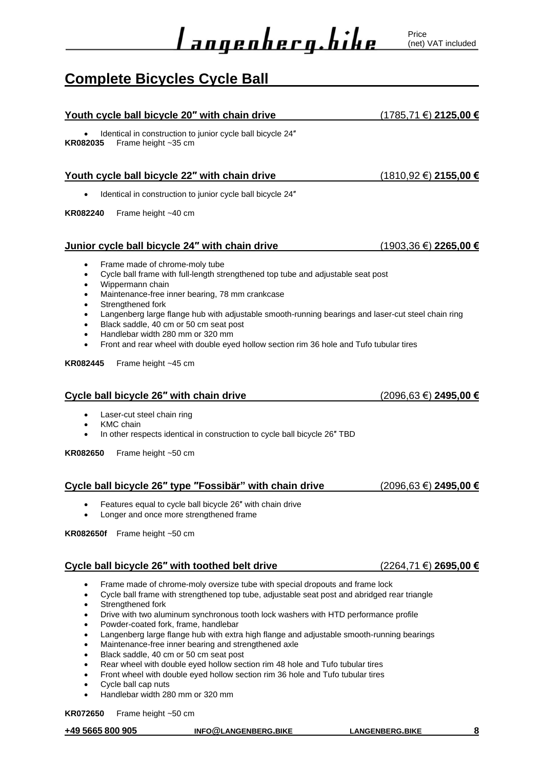## Complete Bicycles Cycle Ball

### Youth cycle ball bicycle 20″ with chain drive (1785,71 €) **2125,00 €**

- Identical in construction to junior cycle ball bicycle 24″

**KR082035** Frame height ~35 cm

### Youth cycle ball bicycle 22″ with chain drive (1810,92 €) **2155,00 €**

- Identical in construction to junior cycle ball bicycle 24″

**KR082240** Frame height ~40 cm

### Junior cycle ball bicycle 24″ with chain drive (1903,36 €) **2265,00 €**

- Frame made of chrome-moly tube
- Cycle ball frame with full-length strengthened top tube and adjustable seat post
- Wippermann chain
- Maintenance-free inner bearing, 78 mm crankcase
- Strengthened fork
- Langenberg large flange hub with adjustable smooth-running bearings and laser-cut steel chain ring
- Black saddle, 40 cm or 50 cm seat post
- Handlebar width 280 mm or 320 mm
- Front and rear wheel with double eyed hollow section rim 36 hole and Tufo tubular tires

**KR082445** Frame height ~45 cm

### Cycle ball bicycle 26″ with chain drive (2096,63 €) **2495,00 €**

- Laser-cut steel chain ring
- KMC chain
- In other respects identical in construction to cycle ball bicycle 26″ TBD

**KR082650** Frame height ~50 cm

### Cycle ball bicycle 26″ type ″Fossibär" with chain drive (2096,63 €) **2495,00 €**

- Features equal to cycle ball bicycle 26″ with chain drive
- Longer and once more strengthened frame

**KR082650f** Frame height ~50 cm

### Cycle ball bicycle 26″ with toothed belt drive (2264,71 €) **2695,00 €**

- Frame made of chrome-moly oversize tube with special dropouts and frame lock
- Cycle ball frame with strengthened top tube, adjustable seat post and abridged rear triangle
- Strengthened fork
- Drive with two aluminum synchronous tooth lock washers with HTD performance profile
- Powder-coated fork, frame, handlebar
- Langenberg large flange hub with extra high flange and adjustable smooth-running bearings
- Maintenance-free inner bearing and strengthened axle
- Black saddle, 40 cm or 50 cm seat post
- Rear wheel with double eyed hollow section rim 48 hole and Tufo tubular tires
- Front wheel with double eyed hollow section rim 36 hole and Tufo tubular tires
- Cycle ball cap nuts
- Handlebar width 280 mm or 320 mm

**KR072650** Frame height ~50 cm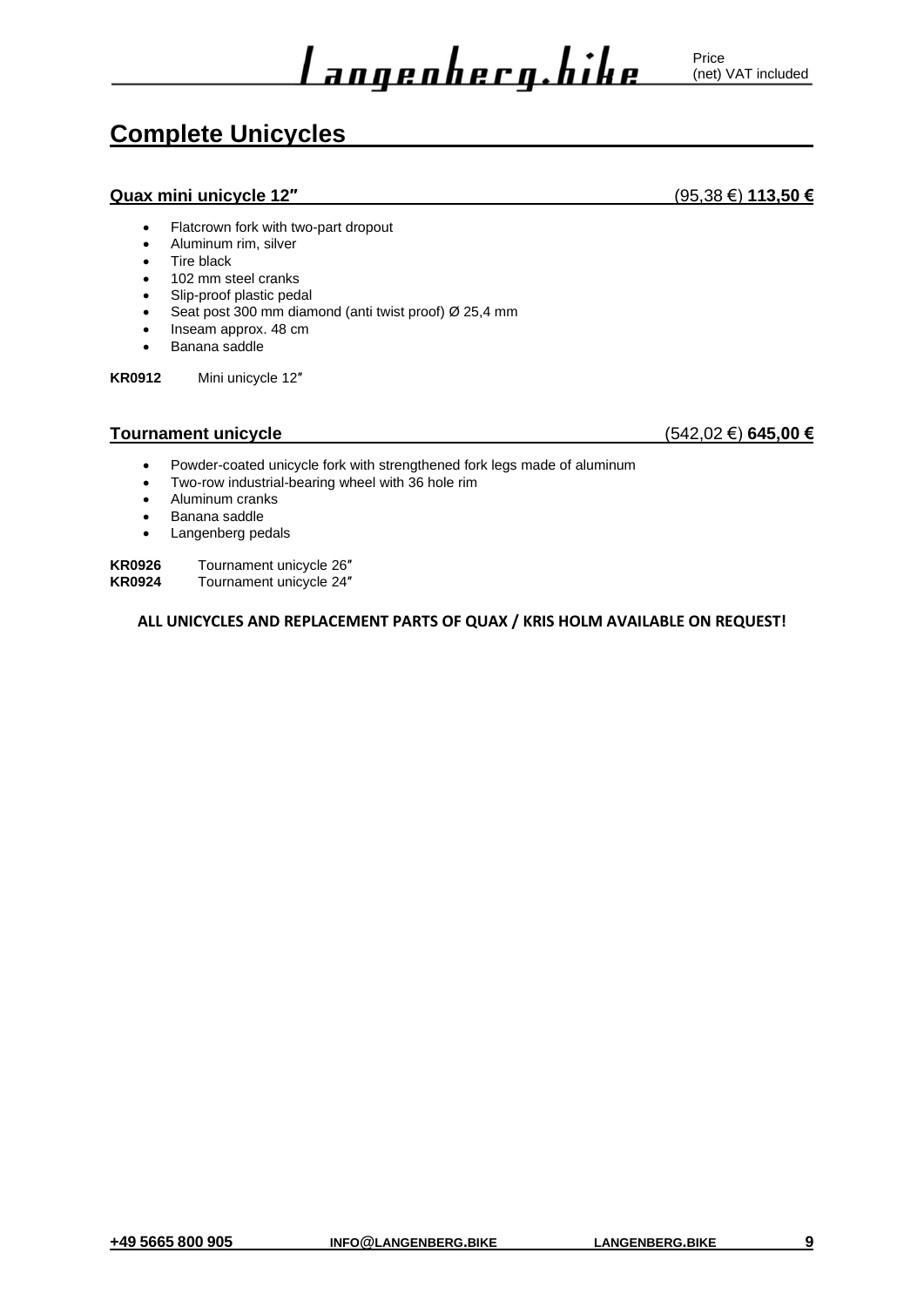# Complete Unicycles

## Quax mini unicycle 12″ (95,38 €) **113,50 €**

- Flatcrown fork with two-part dropout
- Aluminum rim, silver
- Tire black
- 102 mm steel cranks
- Slip-proof plastic pedal
- Seat post 300 mm diamond (anti twist proof) Ø 25,4 mm
- Inseam approx. 48 cm
- Banana saddle

**KR0912** Mini unicycle 12″

## Tournament unicycle (542,02 €) **645,00 €**

- Powder-coated unicycle fork with strengthened fork legs made of aluminum
- Two-row industrial-bearing wheel with 36 hole rim
- Aluminum cranks
- Banana saddle
- Langenberg pedals

**KR0926** Tournament unicycle 26″
**KR0924** Tournament unicycle 24″

**ALL UNICYCLES AND REPLACEMENT PARTS OF QUAX / KRIS HOLM AVAILABLE ON REQUEST!**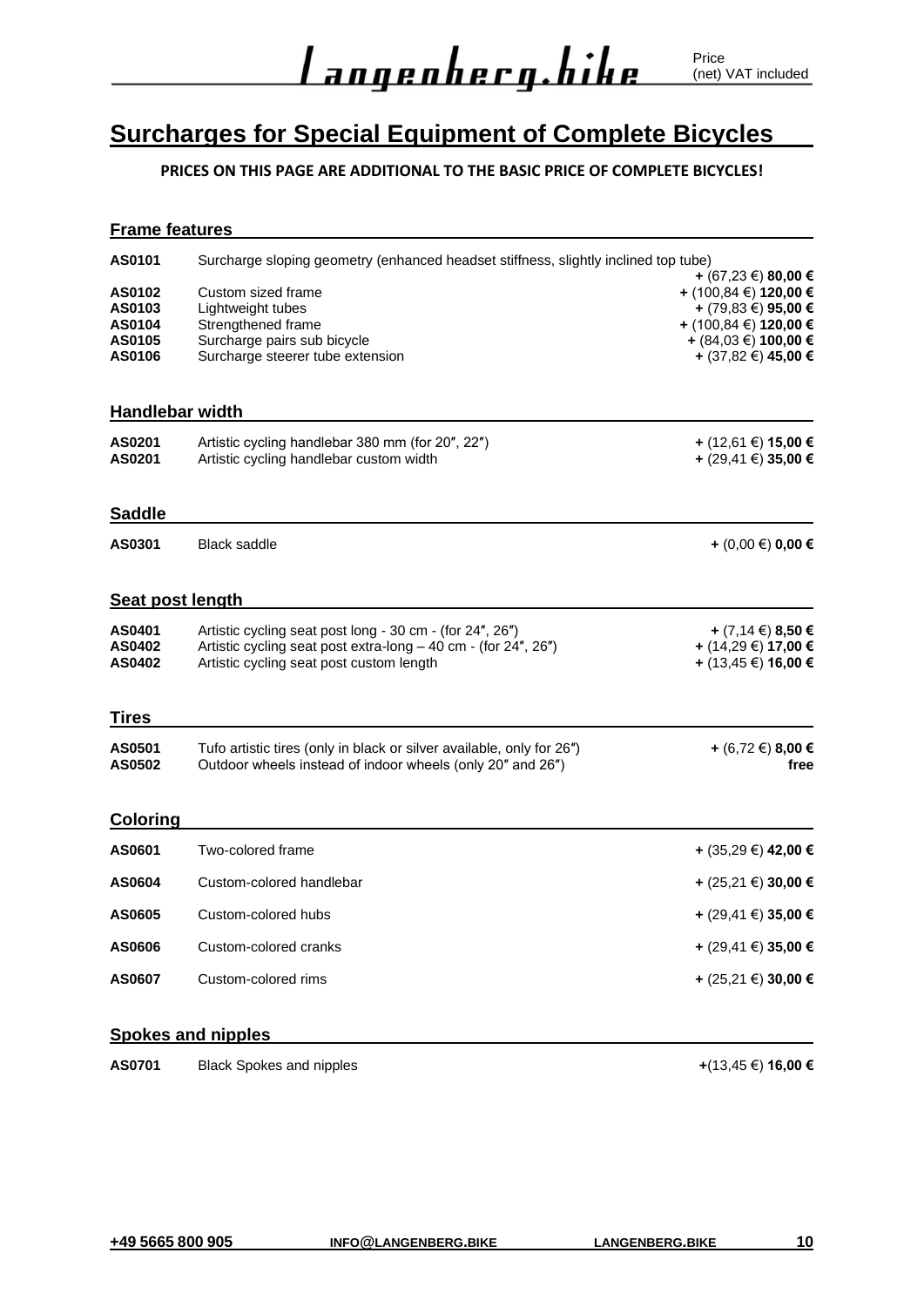# Surcharges for Special Equipment of Complete Bicycles

**PRICES ON THIS PAGE ARE ADDITIONAL TO THE BASIC PRICE OF COMPLETE BICYCLES!**

## Frame features

| | | |
|---|---|---|
| **AS0101** | Surcharge sloping geometry (enhanced headset stiffness, slightly inclined top tube) | **+** (67,23 €) **80,00 €** |
| **AS0102** | Custom sized frame | **+** (100,84 €) **120,00 €** |
| **AS0103** | Lightweight tubes | **+** (79,83 €) **95,00 €** |
| **AS0104** | Strengthened frame | **+** (100,84 €) **120,00 €** |
| **AS0105** | Surcharge pairs sub bicycle | **+** (84,03 €) **100,00 €** |
| **AS0106** | Surcharge steerer tube extension | **+** (37,82 €) **45,00 €** |

## Handlebar width

| | | |
|---|---|---|
| **AS0201** | Artistic cycling handlebar 380 mm (for 20″, 22″) | **+** (12,61 €) **15,00 €** |
| **AS0201** | Artistic cycling handlebar custom width | **+** (29,41 €) **35,00 €** |

## Saddle

| | | |
|---|---|---|
| **AS0301** | Black saddle | **+** (0,00 €) **0,00 €** |

## Seat post length

| | | |
|---|---|---|
| **AS0401** | Artistic cycling seat post long - 30 cm - (for 24″, 26″) | **+** (7,14 €) **8,50 €** |
| **AS0402** | Artistic cycling seat post extra-long – 40 cm - (for 24″, 26″) | **+** (14,29 €) **17,00 €** |
| **AS0402** | Artistic cycling seat post custom length | **+** (13,45 €) **16,00 €** |

## Tires

| | | |
|---|---|---|
| **AS0501** | Tufo artistic tires (only in black or silver available, only for 26″) | **+** (6,72 €) **8,00 €** |
| **AS0502** | Outdoor wheels instead of indoor wheels (only 20″ and 26″) | **free** |

## Coloring

| | | |
|---|---|---|
| **AS0601** | Two-colored frame | **+** (35,29 €) **42,00 €** |
| **AS0604** | Custom-colored handlebar | **+** (25,21 €) **30,00 €** |
| **AS0605** | Custom-colored hubs | **+** (29,41 €) **35,00 €** |
| **AS0606** | Custom-colored cranks | **+** (29,41 €) **35,00 €** |
| **AS0607** | Custom-colored rims | **+** (25,21 €) **30,00 €** |

## Spokes and nipples

| | | |
|---|---|---|
| **AS0701** | Black Spokes and nipples | **+**(13,45 €) **16,00 €** |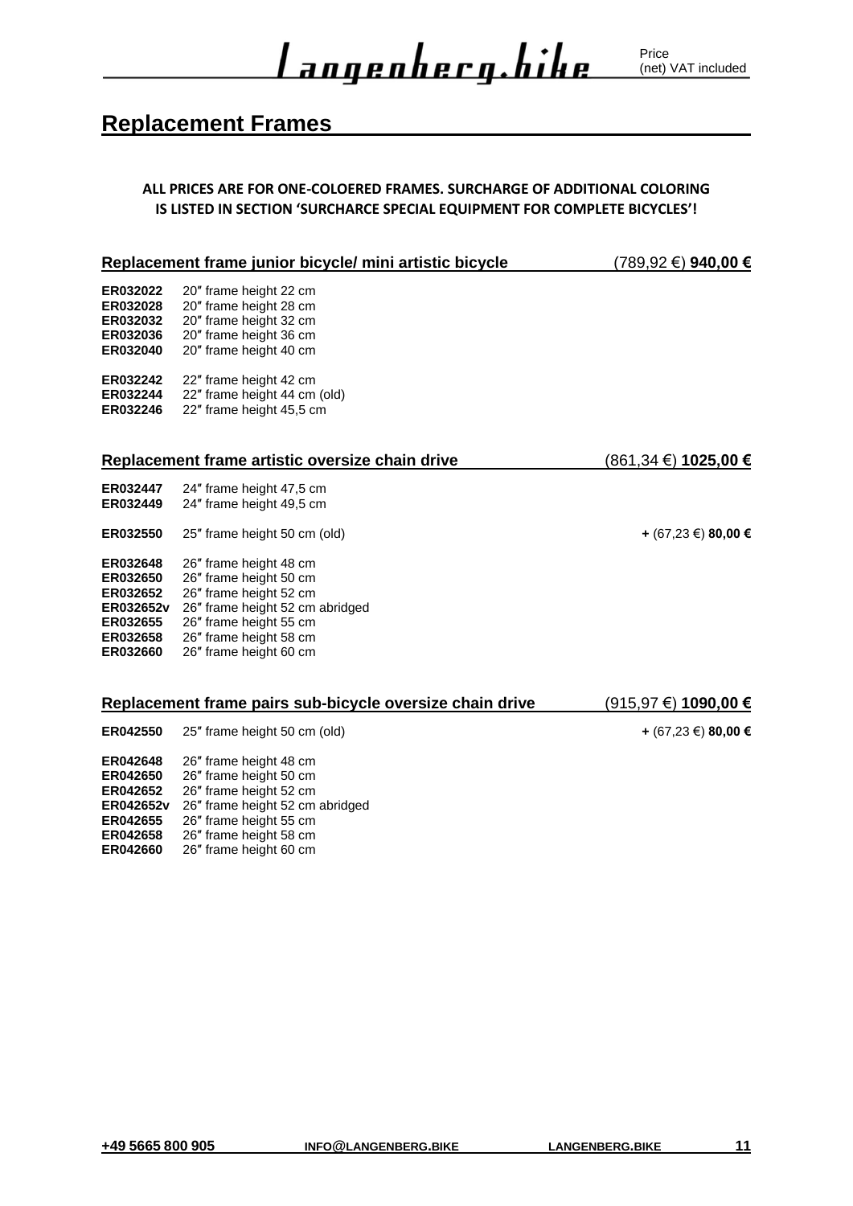## Replacement Frames

**ALL PRICES ARE FOR ONE-COLOERED FRAMES. SURCHARGE OF ADDITIONAL COLORING IS LISTED IN SECTION 'SURCHARCE SPECIAL EQUIPMENT FOR COMPLETE BICYCLES'!**

### Replacement frame junior bicycle/ mini artistic bicycle (789,92 €) **940,00 €**

| | | |
|---|---|---|
| **ER032022** | 20″ frame height 22 cm | |
| **ER032028** | 20″ frame height 28 cm | |
| **ER032032** | 20″ frame height 32 cm | |
| **ER032036** | 20″ frame height 36 cm | |
| **ER032040** | 20″ frame height 40 cm | |
| **ER032242** | 22″ frame height 42 cm | |
| **ER032244** | 22″ frame height 44 cm (old) | |
| **ER032246** | 22″ frame height 45,5 cm | |

### Replacement frame artistic oversize chain drive (861,34 €) **1025,00 €**

| | | |
|---|---|---|
| **ER032447** | 24″ frame height 47,5 cm | |
| **ER032449** | 24″ frame height 49,5 cm | |
| **ER032550** | 25″ frame height 50 cm (old) | **+** (67,23 €) **80,00 €** |
| **ER032648** | 26″ frame height 48 cm | |
| **ER032650** | 26″ frame height 50 cm | |
| **ER032652** | 26″ frame height 52 cm | |
| **ER032652v** | 26″ frame height 52 cm abridged | |
| **ER032655** | 26″ frame height 55 cm | |
| **ER032658** | 26″ frame height 58 cm | |
| **ER032660** | 26″ frame height 60 cm | |

### Replacement frame pairs sub-bicycle oversize chain drive (915,97 €) **1090,00 €**

| | | |
|---|---|---|
| **ER042550** | 25″ frame height 50 cm (old) | **+** (67,23 €) **80,00 €** |
| **ER042648** | 26″ frame height 48 cm | |
| **ER042650** | 26″ frame height 50 cm | |
| **ER042652** | 26″ frame height 52 cm | |
| **ER042652v** | 26″ frame height 52 cm abridged | |
| **ER042655** | 26″ frame height 55 cm | |
| **ER042658** | 26″ frame height 58 cm | |
| **ER042660** | 26″ frame height 60 cm | |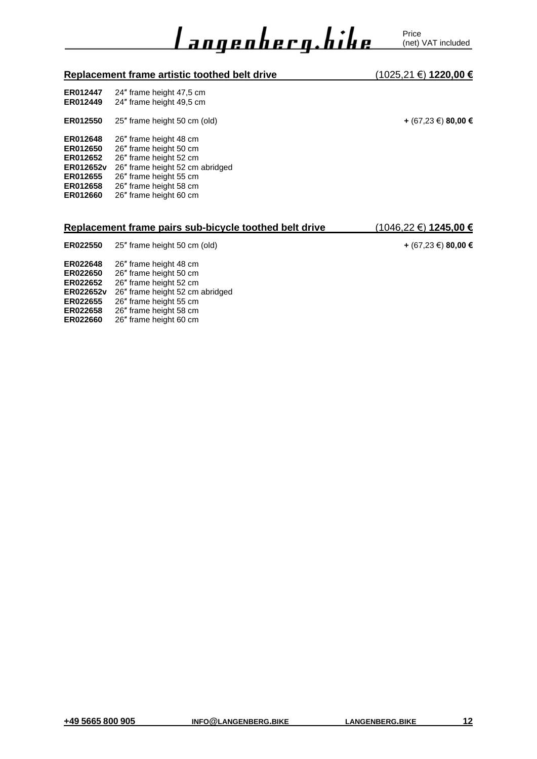## Replacement frame artistic toothed belt drive (1025,21 €) **1220,00 €**

| | | |
|---|---|---|
| **ER012447** | 24″ frame height 47,5 cm | |
| **ER012449** | 24″ frame height 49,5 cm | |
| **ER012550** | 25″ frame height 50 cm (old) | **+** (67,23 €) **80,00 €** |
| **ER012648** | 26″ frame height 48 cm | |
| **ER012650** | 26″ frame height 50 cm | |
| **ER012652** | 26″ frame height 52 cm | |
| **ER012652v** | 26″ frame height 52 cm abridged | |
| **ER012655** | 26″ frame height 55 cm | |
| **ER012658** | 26″ frame height 58 cm | |
| **ER012660** | 26″ frame height 60 cm | |

## Replacement frame pairs sub-bicycle toothed belt drive (1046,22 €) **1245,00 €**

| | | |
|---|---|---|
| **ER022550** | 25″ frame height 50 cm (old) | **+** (67,23 €) **80,00 €** |
| **ER022648** | 26″ frame height 48 cm | |
| **ER022650** | 26″ frame height 50 cm | |
| **ER022652** | 26″ frame height 52 cm | |
| **ER022652v** | 26″ frame height 52 cm abridged | |
| **ER022655** | 26″ frame height 55 cm | |
| **ER022658** | 26″ frame height 58 cm | |
| **ER022660** | 26″ frame height 60 cm | |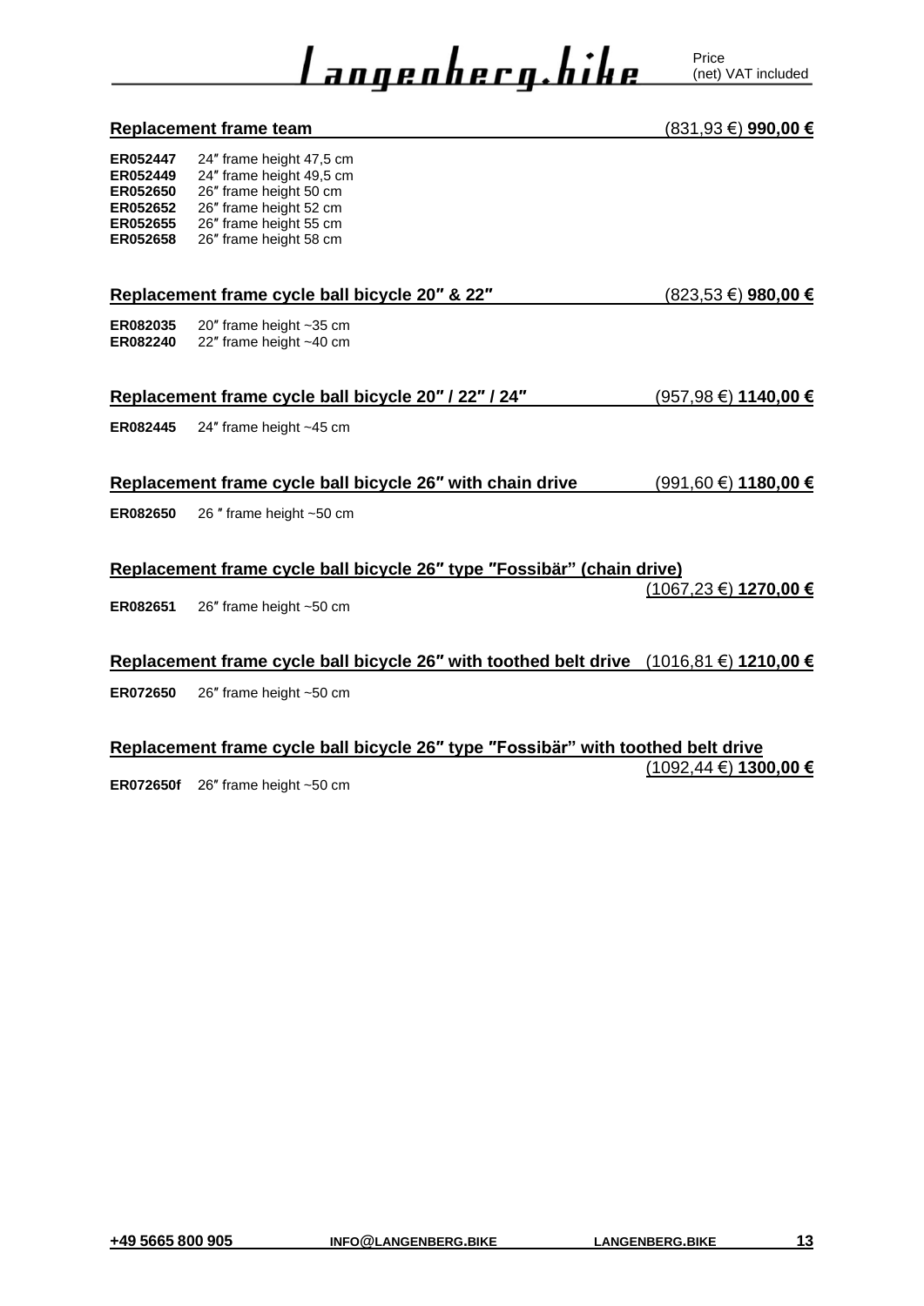Price
(net) VAT included

**Replacement frame team** (831,93 €) **990,00 €**

| | |
|---|---|
| **ER052447** | 24″ frame height 47,5 cm |
| **ER052449** | 24″ frame height 49,5 cm |
| **ER052650** | 26″ frame height 50 cm |
| **ER052652** | 26″ frame height 52 cm |
| **ER052655** | 26″ frame height 55 cm |
| **ER052658** | 26″ frame height 58 cm |

**Replacement frame cycle ball bicycle 20″ & 22″** (823,53 €) **980,00 €**

| | |
|---|---|
| **ER082035** | 20″ frame height ~35 cm |
| **ER082240** | 22″ frame height ~40 cm |

**Replacement frame cycle ball bicycle 20″ / 22″ / 24″** (957,98 €) **1140,00 €**

**ER082445** 24″ frame height ~45 cm

**Replacement frame cycle ball bicycle 26″ with chain drive** (991,60 €) **1180,00 €**

**ER082650** 26 ″ frame height ~50 cm

**Replacement frame cycle ball bicycle 26″ type ″Fossibär" (chain drive)** (1067,23 €) **1270,00 €**

**ER082651** 26″ frame height ~50 cm

**Replacement frame cycle ball bicycle 26″ with toothed belt drive** (1016,81 €) **1210,00 €**

**ER072650** 26″ frame height ~50 cm

**Replacement frame cycle ball bicycle 26″ type ″Fossibär" with toothed belt drive** (1092,44 €) **1300,00 €**

**ER072650f** 26″ frame height ~50 cm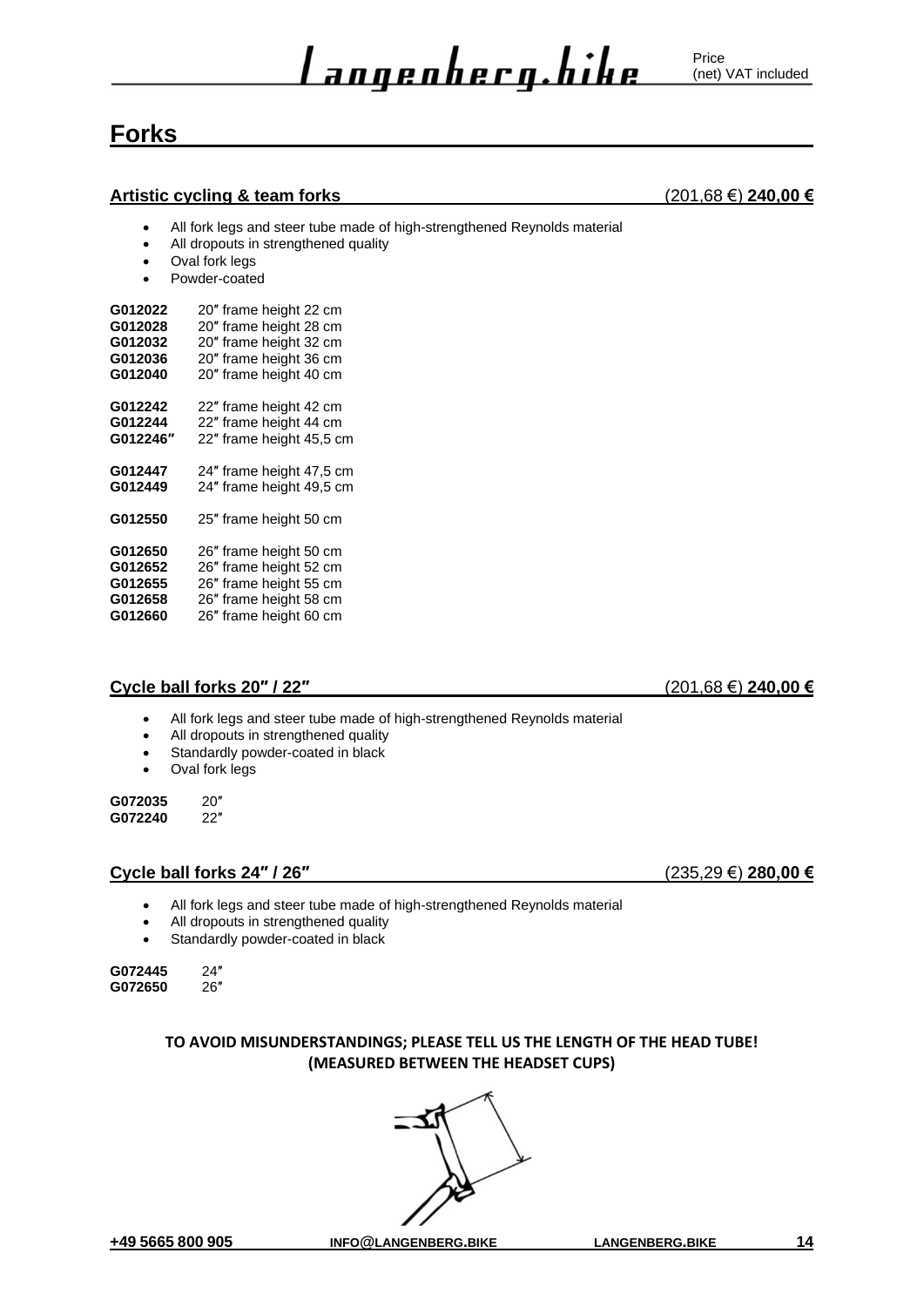# Forks

## Artistic cycling & team forks (201,68 €) **240,00 €**

- All fork legs and steer tube made of high-strengthened Reynolds material
- All dropouts in strengthened quality
- Oval fork legs
- Powder-coated

| | |
|---|---|
| **G012022** | 20″ frame height 22 cm |
| **G012028** | 20″ frame height 28 cm |
| **G012032** | 20″ frame height 32 cm |
| **G012036** | 20″ frame height 36 cm |
| **G012040** | 20″ frame height 40 cm |
| **G012242** | 22″ frame height 42 cm |
| **G012244** | 22″ frame height 44 cm |
| **G012246″** | 22″ frame height 45,5 cm |
| **G012447** | 24″ frame height 47,5 cm |
| **G012449** | 24″ frame height 49,5 cm |
| **G012550** | 25″ frame height 50 cm |
| **G012650** | 26″ frame height 50 cm |
| **G012652** | 26″ frame height 52 cm |
| **G012655** | 26″ frame height 55 cm |
| **G012658** | 26″ frame height 58 cm |
| **G012660** | 26″ frame height 60 cm |

## Cycle ball forks 20″ / 22″ (201,68 €) **240,00 €**

- All fork legs and steer tube made of high-strengthened Reynolds material
- All dropouts in strengthened quality
- Standardly powder-coated in black
- Oval fork legs

| | |
|---|---|
| **G072035** | 20″ |
| **G072240** | 22″ |

## Cycle ball forks 24″ / 26″ (235,29 €) **280,00 €**

- All fork legs and steer tube made of high-strengthened Reynolds material
- All dropouts in strengthened quality
- Standardly powder-coated in black

| | |
|---|---|
| **G072445** | 24″ |
| **G072650** | 26″ |

**TO AVOID MISUNDERSTANDINGS; PLEASE TELL US THE LENGTH OF THE HEAD TUBE!**
**(MEASURED BETWEEN THE HEADSET CUPS)**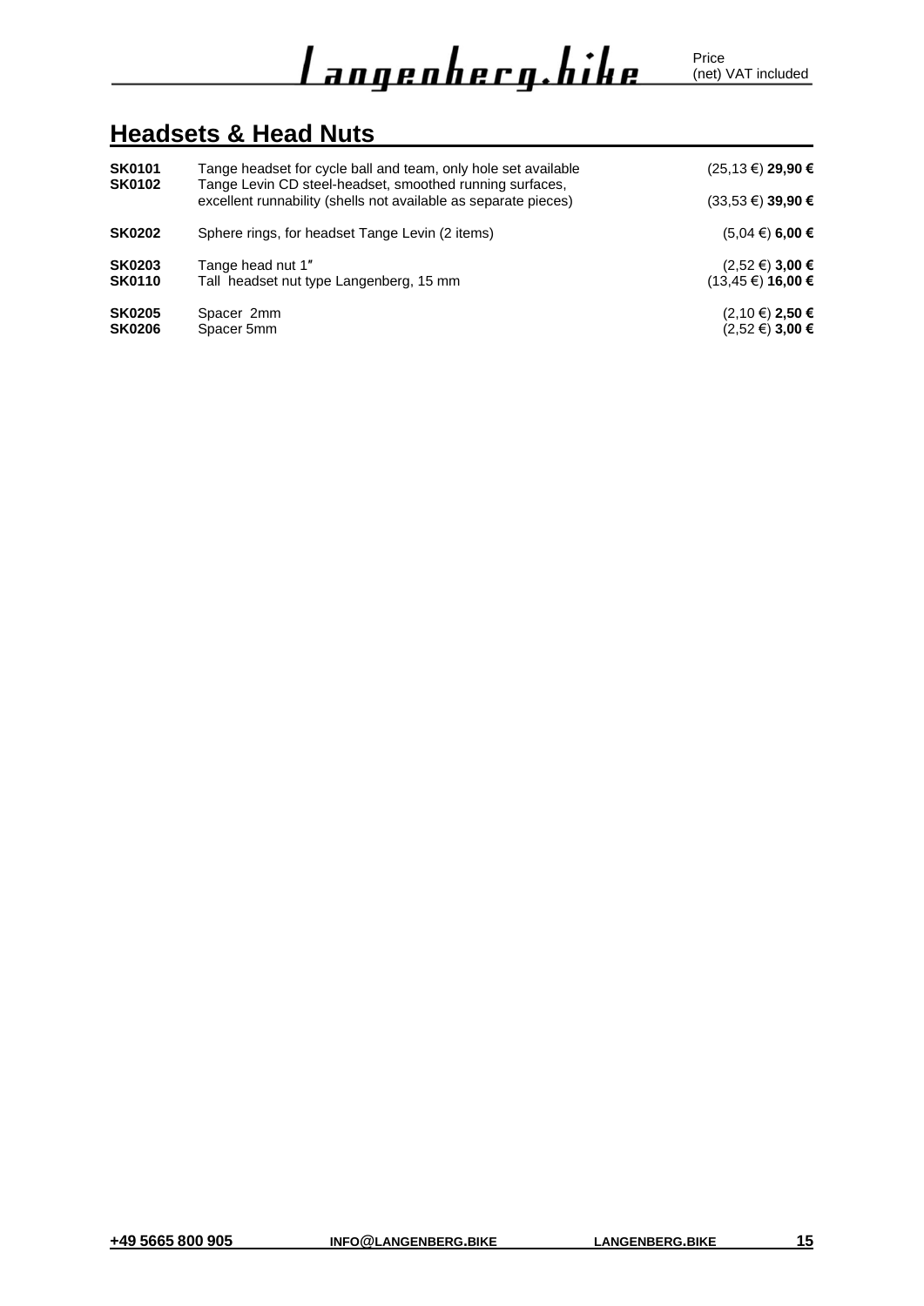## Headsets & Head Nuts

| | | |
|---|---|---|
| **SK0101** | Tange headset for cycle ball and team, only hole set available | (25,13 €) **29,90 €** |
| **SK0102** | Tange Levin CD steel-headset, smoothed running surfaces, excellent runnability (shells not available as separate pieces) | (33,53 €) **39,90 €** |
| **SK0202** | Sphere rings, for headset Tange Levin (2 items) | (5,04 €) **6,00 €** |
| **SK0203** | Tange head nut 1″ | (2,52 €) **3,00 €** |
| **SK0110** | Tall headset nut type Langenberg, 15 mm | (13,45 €) **16,00 €** |
| **SK0205** | Spacer 2mm | (2,10 €) **2,50 €** |
| **SK0206** | Spacer 5mm | (2,52 €) **3,00 €** |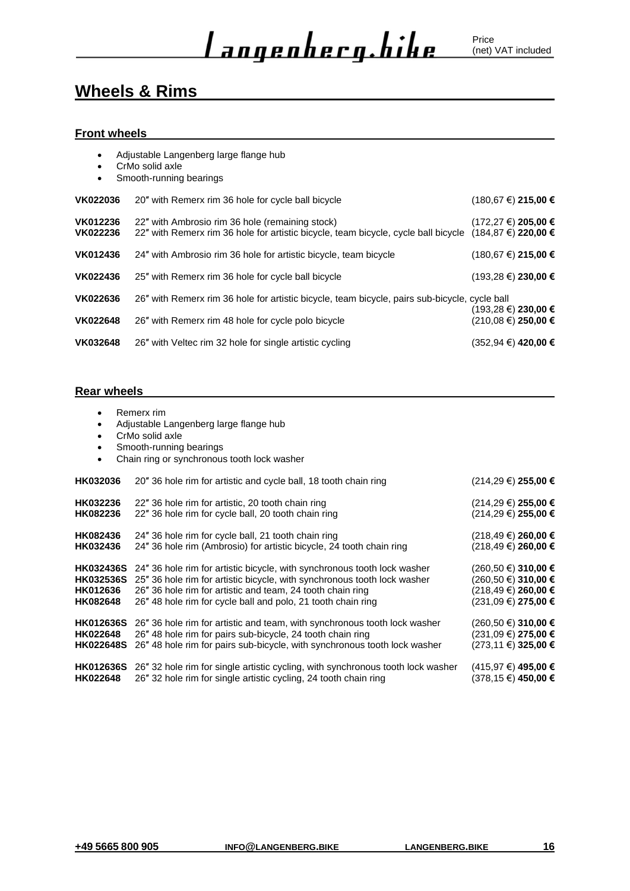# Wheels & Rims

## Front wheels

- Adjustable Langenberg large flange hub
- CrMo solid axle
- Smooth-running bearings

| | | |
|---|---|---|
| **VK022036** | 20″ with Remerx rim 36 hole for cycle ball bicycle | (180,67 €) **215,00 €** |
| **VK012236** | 22″ with Ambrosio rim 36 hole (remaining stock) | (172,27 €) **205,00 €** |
| **VK022236** | 22″ with Remerx rim 36 hole for artistic bicycle, team bicycle, cycle ball bicycle | (184,87 €) **220,00 €** |
| **VK012436** | 24″ with Ambrosio rim 36 hole for artistic bicycle, team bicycle | (180,67 €) **215,00 €** |
| **VK022436** | 25″ with Remerx rim 36 hole for cycle ball bicycle | (193,28 €) **230,00 €** |
| **VK022636** | 26″ with Remerx rim 36 hole for artistic bicycle, team bicycle, pairs sub-bicycle, cycle ball | (193,28 €) **230,00 €** |
| **VK022648** | 26″ with Remerx rim 48 hole for cycle polo bicycle | (210,08 €) **250,00 €** |
| **VK032648** | 26″ with Veltec rim 32 hole for single artistic cycling | (352,94 €) **420,00 €** |

## Rear wheels

- Remerx rim
- Adjustable Langenberg large flange hub
- CrMo solid axle
- Smooth-running bearings
- Chain ring or synchronous tooth lock washer

| | | |
|---|---|---|
| **HK032036** | 20″ 36 hole rim for artistic and cycle ball, 18 tooth chain ring | (214,29 €) **255,00 €** |
| **HK032236** | 22″ 36 hole rim for artistic, 20 tooth chain ring | (214,29 €) **255,00 €** |
| **HK082236** | 22″ 36 hole rim for cycle ball, 20 tooth chain ring | (214,29 €) **255,00 €** |
| **HK082436** | 24″ 36 hole rim for cycle ball, 21 tooth chain ring | (218,49 €) **260,00 €** |
| **HK032436** | 24″ 36 hole rim (Ambrosio) for artistic bicycle, 24 tooth chain ring | (218,49 €) **260,00 €** |
| **HK032436S** | 24″ 36 hole rim for artistic bicycle, with synchronous tooth lock washer | (260,50 €) **310,00 €** |
| **HK032536S** | 25″ 36 hole rim for artistic bicycle, with synchronous tooth lock washer | (260,50 €) **310,00 €** |
| **HK012636** | 26″ 36 hole rim for artistic and team, 24 tooth chain ring | (218,49 €) **260,00 €** |
| **HK082648** | 26″ 48 hole rim for cycle ball and polo, 21 tooth chain ring | (231,09 €) **275,00 €** |
| **HK012636S** | 26″ 36 hole rim for artistic and team, with synchronous tooth lock washer | (260,50 €) **310,00 €** |
| **HK022648** | 26″ 48 hole rim for pairs sub-bicycle, 24 tooth chain ring | (231,09 €) **275,00 €** |
| **HK022648S** | 26″ 48 hole rim for pairs sub-bicycle, with synchronous tooth lock washer | (273,11 €) **325,00 €** |
| **HK012636S** | 26″ 32 hole rim for single artistic cycling, with synchronous tooth lock washer | (415,97 €) **495,00 €** |
| **HK022648** | 26″ 32 hole rim for single artistic cycling, 24 tooth chain ring | (378,15 €) **450,00 €** |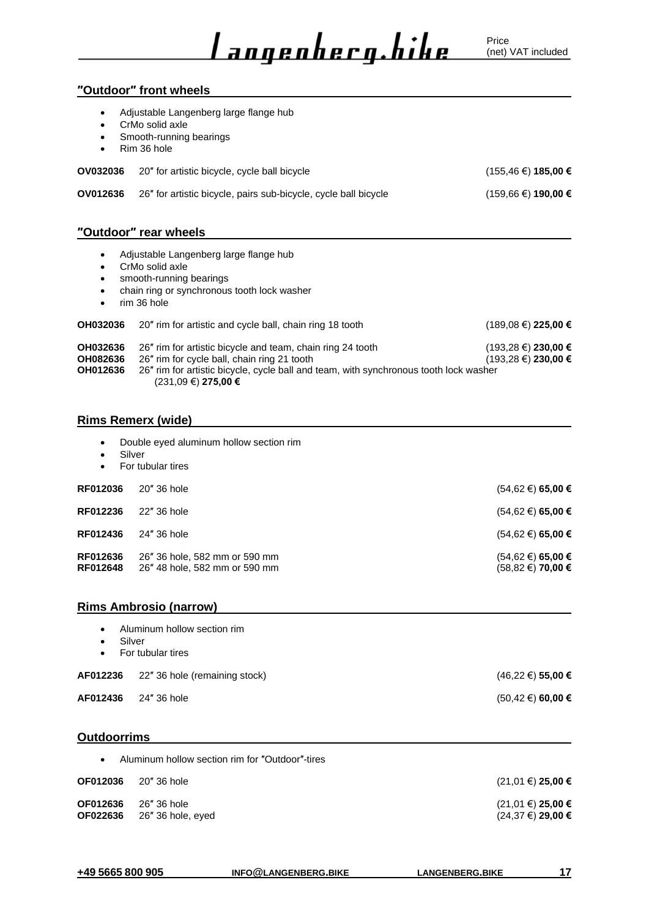## ″Outdoor″ front wheels

- Adjustable Langenberg large flange hub
- CrMo solid axle
- Smooth-running bearings
- Rim 36 hole

| | | |
|---|---|---|
| **OV032036** | 20″ for artistic bicycle, cycle ball bicycle | (155,46 €) **185,00 €** |
| **OV012636** | 26″ for artistic bicycle, pairs sub-bicycle, cycle ball bicycle | (159,66 €) **190,00 €** |

## ″Outdoor″ rear wheels

- Adjustable Langenberg large flange hub
- CrMo solid axle
- smooth-running bearings
- chain ring or synchronous tooth lock washer
- rim 36 hole

| | | |
|---|---|---|
| **OH032036** | 20″ rim for artistic and cycle ball, chain ring 18 tooth | (189,08 €) **225,00 €** |
| **OH032636** | 26″ rim for artistic bicycle and team, chain ring 24 tooth | (193,28 €) **230,00 €** |
| **OH082636** | 26″ rim for cycle ball, chain ring 21 tooth | (193,28 €) **230,00 €** |
| **OH012636** | 26″ rim for artistic bicycle, cycle ball and team, with synchronous tooth lock washer | (231,09 €) **275,00 €** |

## Rims Remerx (wide)

- Double eyed aluminum hollow section rim
- Silver
- For tubular tires

| | | |
|---|---|---|
| **RF012036** | 20″ 36 hole | (54,62 €) **65,00 €** |
| **RF012236** | 22″ 36 hole | (54,62 €) **65,00 €** |
| **RF012436** | 24″ 36 hole | (54,62 €) **65,00 €** |
| **RF012636** | 26″ 36 hole, 582 mm or 590 mm | (54,62 €) **65,00 €** |
| **RF012648** | 26″ 48 hole, 582 mm or 590 mm | (58,82 €) **70,00 €** |

## Rims Ambrosio (narrow)

- Aluminum hollow section rim
- Silver
- For tubular tires

| | | |
|---|---|---|
| **AF012236** | 22″ 36 hole (remaining stock) | (46,22 €) **55,00 €** |
| **AF012436** | 24″ 36 hole | (50,42 €) **60,00 €** |

## Outdoorrims

- Aluminum hollow section rim for ″Outdoor″-tires

| | | |
|---|---|---|
| **OF012036** | 20″ 36 hole | (21,01 €) **25,00 €** |
| **OF012636** | 26″ 36 hole | (21,01 €) **25,00 €** |
| **OF022636** | 26″ 36 hole, eyed | (24,37 €) **29,00 €** |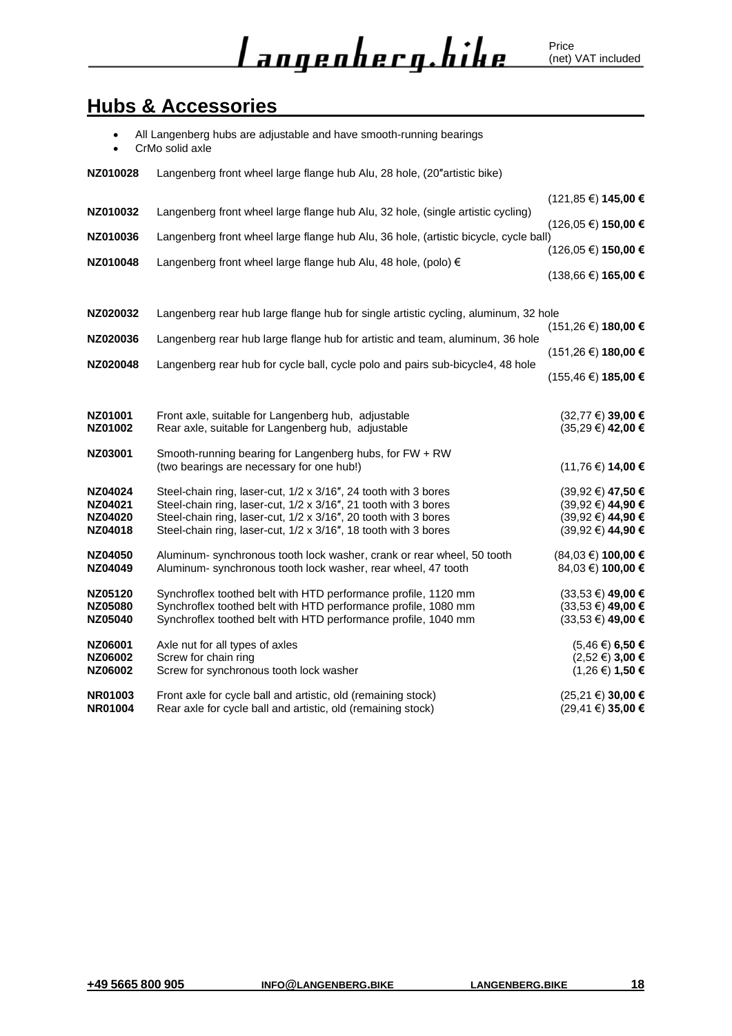Price (net) VAT included

## Hubs & Accessories

- All Langenberg hubs are adjustable and have smooth-running bearings
- CrMo solid axle

| | | |
|---|---|---|
| **NZ010028** | Langenberg front wheel large flange hub Alu, 28 hole, (20″artistic bike) | (121,85 €) **145,00 €** |
| **NZ010032** | Langenberg front wheel large flange hub Alu, 32 hole, (single artistic cycling) | (126,05 €) **150,00 €** |
| **NZ010036** | Langenberg front wheel large flange hub Alu, 36 hole, (artistic bicycle, cycle ball) | (126,05 €) **150,00 €** |
| **NZ010048** | Langenberg front wheel large flange hub Alu, 48 hole, (polo) € | (138,66 €) **165,00 €** |
| **NZ020032** | Langenberg rear hub large flange hub for single artistic cycling, aluminum, 32 hole | (151,26 €) **180,00 €** |
| **NZ020036** | Langenberg rear hub large flange hub for artistic and team, aluminum, 36 hole | (151,26 €) **180,00 €** |
| **NZ020048** | Langenberg rear hub for cycle ball, cycle polo and pairs sub-bicycle4, 48 hole | (155,46 €) **185,00 €** |
| **NZ01001** | Front axle, suitable for Langenberg hub, adjustable | (32,77 €) **39,00 €** |
| **NZ01002** | Rear axle, suitable for Langenberg hub, adjustable | (35,29 €) **42,00 €** |
| **NZ03001** | Smooth-running bearing for Langenberg hubs, for FW + RW (two bearings are necessary for one hub!) | (11,76 €) **14,00 €** |
| **NZ04024** | Steel-chain ring, laser-cut, 1/2 x 3/16″, 24 tooth with 3 bores | (39,92 €) **47,50 €** |
| **NZ04021** | Steel-chain ring, laser-cut, 1/2 x 3/16″, 21 tooth with 3 bores | (39,92 €) **44,90 €** |
| **NZ04020** | Steel-chain ring, laser-cut, 1/2 x 3/16″, 20 tooth with 3 bores | (39,92 €) **44,90 €** |
| **NZ04018** | Steel-chain ring, laser-cut, 1/2 x 3/16″, 18 tooth with 3 bores | (39,92 €) **44,90 €** |
| **NZ04050** | Aluminum- synchronous tooth lock washer, crank or rear wheel, 50 tooth | (84,03 €) **100,00 €** |
| **NZ04049** | Aluminum- synchronous tooth lock washer, rear wheel, 47 tooth | 84,03 €) **100,00 €** |
| **NZ05120** | Synchroflex toothed belt with HTD performance profile, 1120 mm | (33,53 €) **49,00 €** |
| **NZ05080** | Synchroflex toothed belt with HTD performance profile, 1080 mm | (33,53 €) **49,00 €** |
| **NZ05040** | Synchroflex toothed belt with HTD performance profile, 1040 mm | (33,53 €) **49,00 €** |
| **NZ06001** | Axle nut for all types of axles | (5,46 €) **6,50 €** |
| **NZ06002** | Screw for chain ring | (2,52 €) **3,00 €** |
| **NZ06002** | Screw for synchronous tooth lock washer | (1,26 €) **1,50 €** |
| **NR01003** | Front axle for cycle ball and artistic, old (remaining stock) | (25,21 €) **30,00 €** |
| **NR01004** | Rear axle for cycle ball and artistic, old (remaining stock) | (29,41 €) **35,00 €** |

+49 5665 800 905 INFO@LANGENBERG.BIKE LANGENBERG.BIKE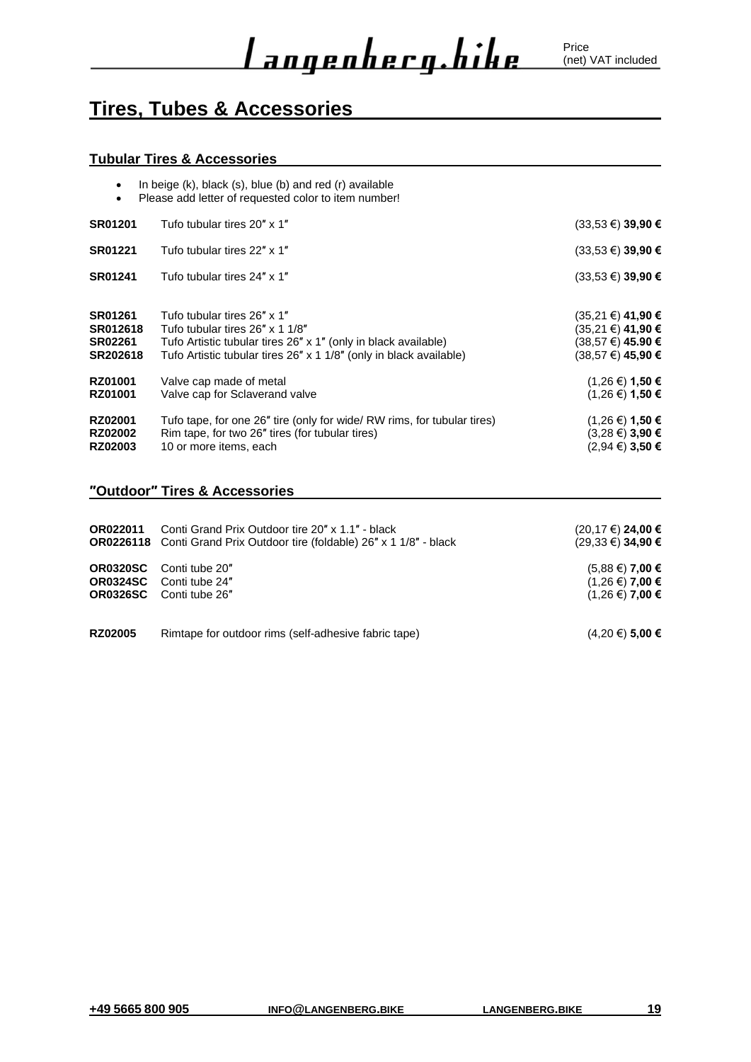# Tires, Tubes & Accessories

## Tubular Tires & Accessories

- In beige (k), black (s), blue (b) and red (r) available
- Please add letter of requested color to item number!

| | | |
|---|---|---|
| **SR01201** | Tufo tubular tires 20″ x 1″ | (33,53 €) **39,90 €** |
| **SR01221** | Tufo tubular tires 22″ x 1″ | (33,53 €) **39,90 €** |
| **SR01241** | Tufo tubular tires 24″ x 1″ | (33,53 €) **39,90 €** |
| **SR01261** | Tufo tubular tires 26″ x 1″ | (35,21 €) **41,90 €** |
| **SR012618** | Tufo tubular tires 26″ x 1 1/8″ | (35,21 €) **41,90 €** |
| **SR02261** | Tufo Artistic tubular tires 26″ x 1″ (only in black available) | (38,57 €) **45.90 €** |
| **SR202618** | Tufo Artistic tubular tires 26″ x 1 1/8″ (only in black available) | (38,57 €) **45,90 €** |
| **RZ01001** | Valve cap made of metal | (1,26 €) **1,50 €** |
| **RZ01001** | Valve cap for Sclaverand valve | (1,26 €) **1,50 €** |
| **RZ02001** | Tufo tape, for one 26″ tire (only for wide/ RW rims, for tubular tires) | (1,26 €) **1,50 €** |
| **RZ02002** | Rim tape, for two 26″ tires (for tubular tires) | (3,28 €) **3,90 €** |
| **RZ02003** | 10 or more items, each | (2,94 €) **3,50 €** |

## ″Outdoor″ Tires & Accessories

| | | |
|---|---|---|
| **OR022011** | Conti Grand Prix Outdoor tire 20″ x 1.1″ - black | (20,17 €) **24,00 €** |
| **OR0226118** | Conti Grand Prix Outdoor tire (foldable) 26″ x 1 1/8″ - black | (29,33 €) **34,90 €** |
| **OR0320SC** | Conti tube 20″ | (5,88 €) **7,00 €** |
| **OR0324SC** | Conti tube 24″ | (1,26 €) **7,00 €** |
| **OR0326SC** | Conti tube 26″ | (1,26 €) **7,00 €** |
| **RZ02005** | Rimtape for outdoor rims (self-adhesive fabric tape) | (4,20 €) **5,00 €** |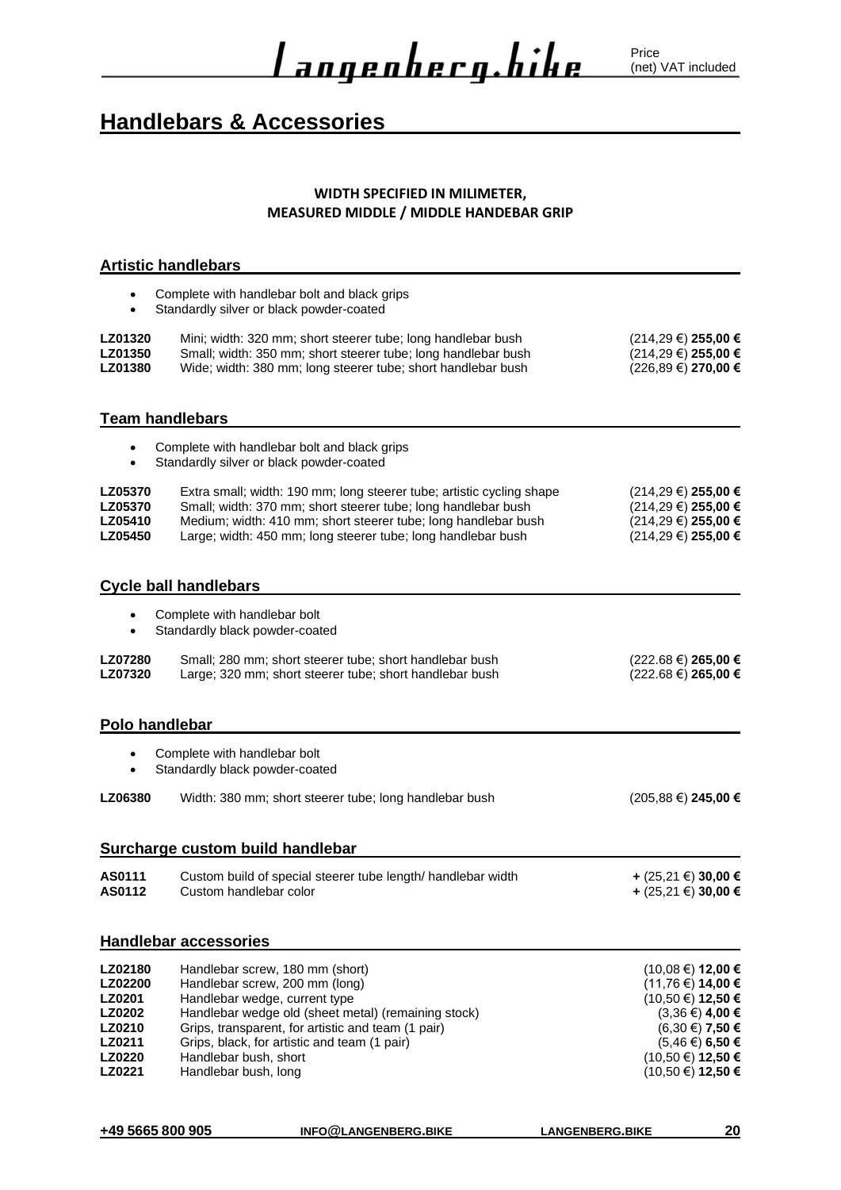# Handlebars & Accessories

Price (net) VAT included

**WIDTH SPECIFIED IN MILIMETER, MEASURED MIDDLE / MIDDLE HANDEBAR GRIP**

## Artistic handlebars

- Complete with handlebar bolt and black grips
- Standardly silver or black powder-coated

| | | |
|---|---|---|
| **LZ01320** | Mini; width: 320 mm; short steerer tube; long handlebar bush | (214,29 €) **255,00 €** |
| **LZ01350** | Small; width: 350 mm; short steerer tube; long handlebar bush | (214,29 €) **255,00 €** |
| **LZ01380** | Wide; width: 380 mm; long steerer tube; short handlebar bush | (226,89 €) **270,00 €** |

## Team handlebars

- Complete with handlebar bolt and black grips
- Standardly silver or black powder-coated

| | | |
|---|---|---|
| **LZ05370** | Extra small; width: 190 mm; long steerer tube; artistic cycling shape | (214,29 €) **255,00 €** |
| **LZ05370** | Small; width: 370 mm; short steerer tube; long handlebar bush | (214,29 €) **255,00 €** |
| **LZ05410** | Medium; width: 410 mm; short steerer tube; long handlebar bush | (214,29 €) **255,00 €** |
| **LZ05450** | Large; width: 450 mm; long steerer tube; long handlebar bush | (214,29 €) **255,00 €** |

## Cycle ball handlebars

- Complete with handlebar bolt
- Standardly black powder-coated

| | | |
|---|---|---|
| **LZ07280** | Small; 280 mm; short steerer tube; short handlebar bush | (222.68 €) **265,00 €** |
| **LZ07320** | Large; 320 mm; short steerer tube; short handlebar bush | (222.68 €) **265,00 €** |

## Polo handlebar

- Complete with handlebar bolt
- Standardly black powder-coated

| | | |
|---|---|---|
| **LZ06380** | Width: 380 mm; short steerer tube; long handlebar bush | (205,88 €) **245,00 €** |

## Surcharge custom build handlebar

| | | |
|---|---|---|
| **AS0111** | Custom build of special steerer tube length/ handlebar width | **+** (25,21 €) **30,00 €** |
| **AS0112** | Custom handlebar color | **+** (25,21 €) **30,00 €** |

## Handlebar accessories

| | | |
|---|---|---|
| **LZ02180** | Handlebar screw, 180 mm (short) | (10,08 €) **12,00 €** |
| **LZ02200** | Handlebar screw, 200 mm (long) | (11,76 €) **14,00 €** |
| **LZ0201** | Handlebar wedge, current type | (10,50 €) **12,50 €** |
| **LZ0202** | Handlebar wedge old (sheet metal) (remaining stock) | (3,36 €) **4,00 €** |
| **LZ0210** | Grips, transparent, for artistic and team (1 pair) | (6,30 €) **7,50 €** |
| **LZ0211** | Grips, black, for artistic and team (1 pair) | (5,46 €) **6,50 €** |
| **LZ0220** | Handlebar bush, short | (10,50 €) **12,50 €** |
| **LZ0221** | Handlebar bush, long | (10,50 €) **12,50 €** |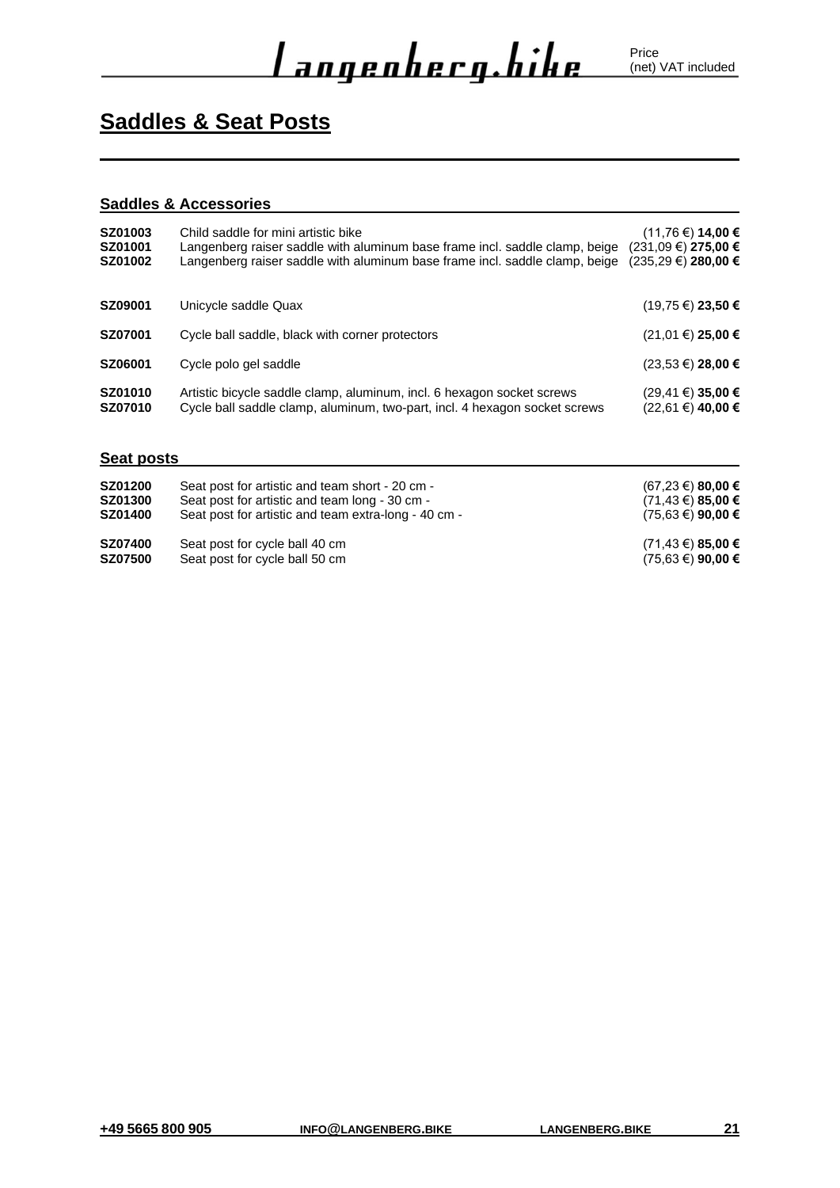# Saddles & Seat Posts

## Saddles & Accessories

| | | Price (net) VAT included |
|---|---|---|
| **SZ01003** | Child saddle for mini artistic bike | (11,76 €) **14,00 €** |
| **SZ01001** | Langenberg raiser saddle with aluminum base frame incl. saddle clamp, beige | (231,09 €) **275,00 €** |
| **SZ01002** | Langenberg raiser saddle with aluminum base frame incl. saddle clamp, beige | (235,29 €) **280,00 €** |
| **SZ09001** | Unicycle saddle Quax | (19,75 €) **23,50 €** |
| **SZ07001** | Cycle ball saddle, black with corner protectors | (21,01 €) **25,00 €** |
| **SZ06001** | Cycle polo gel saddle | (23,53 €) **28,00 €** |
| **SZ01010** | Artistic bicycle saddle clamp, aluminum, incl. 6 hexagon socket screws | (29,41 €) **35,00 €** |
| **SZ07010** | Cycle ball saddle clamp, aluminum, two-part, incl. 4 hexagon socket screws | (22,61 €) **40,00 €** |

## Seat posts

| | | Price (net) VAT included |
|---|---|---|
| **SZ01200** | Seat post for artistic and team short - 20 cm - | (67,23 €) **80,00 €** |
| **SZ01300** | Seat post for artistic and team long - 30 cm - | (71,43 €) **85,00 €** |
| **SZ01400** | Seat post for artistic and team extra-long - 40 cm - | (75,63 €) **90,00 €** |
| **SZ07400** | Seat post for cycle ball 40 cm | (71,43 €) **85,00 €** |
| **SZ07500** | Seat post for cycle ball 50 cm | (75,63 €) **90,00 €** |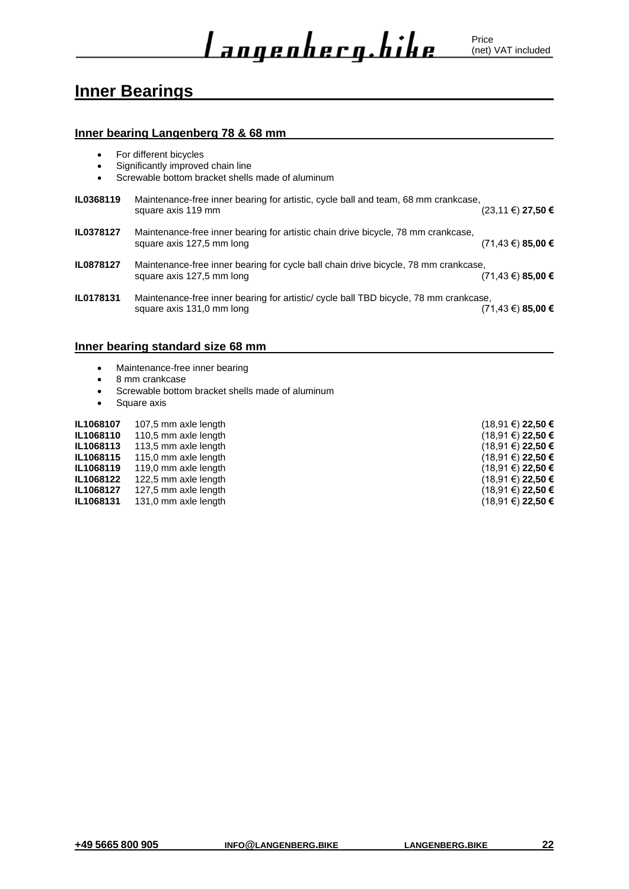# Inner Bearings

## Inner bearing Langenberg 78 & 68 mm

- For different bicycles
- Significantly improved chain line
- Screwable bottom bracket shells made of aluminum

| | | |
|---|---|---|
| **IL0368119** | Maintenance-free inner bearing for artistic, cycle ball and team, 68 mm crankcase, square axis 119 mm | (23,11 €) **27,50 €** |
| **IL0378127** | Maintenance-free inner bearing for artistic chain drive bicycle, 78 mm crankcase, square axis 127,5 mm long | (71,43 €) **85,00 €** |
| **IL0878127** | Maintenance-free inner bearing for cycle ball chain drive bicycle, 78 mm crankcase, square axis 127,5 mm long | (71,43 €) **85,00 €** |
| **IL0178131** | Maintenance-free inner bearing for artistic/ cycle ball TBD bicycle, 78 mm crankcase, square axis 131,0 mm long | (71,43 €) **85,00 €** |

## Inner bearing standard size 68 mm

- Maintenance-free inner bearing
- 8 mm crankcase
- Screwable bottom bracket shells made of aluminum
- Square axis

| | | |
|---|---|---|
| **IL1068107** | 107,5 mm axle length | (18,91 €) **22,50 €** |
| **IL1068110** | 110,5 mm axle length | (18,91 €) **22,50 €** |
| **IL1068113** | 113,5 mm axle length | (18,91 €) **22,50 €** |
| **IL1068115** | 115,0 mm axle length | (18,91 €) **22,50 €** |
| **IL1068119** | 119,0 mm axle length | (18,91 €) **22,50 €** |
| **IL1068122** | 122,5 mm axle length | (18,91 €) **22,50 €** |
| **IL1068127** | 127,5 mm axle length | (18,91 €) **22,50 €** |
| **IL1068131** | 131,0 mm axle length | (18,91 €) **22,50 €** |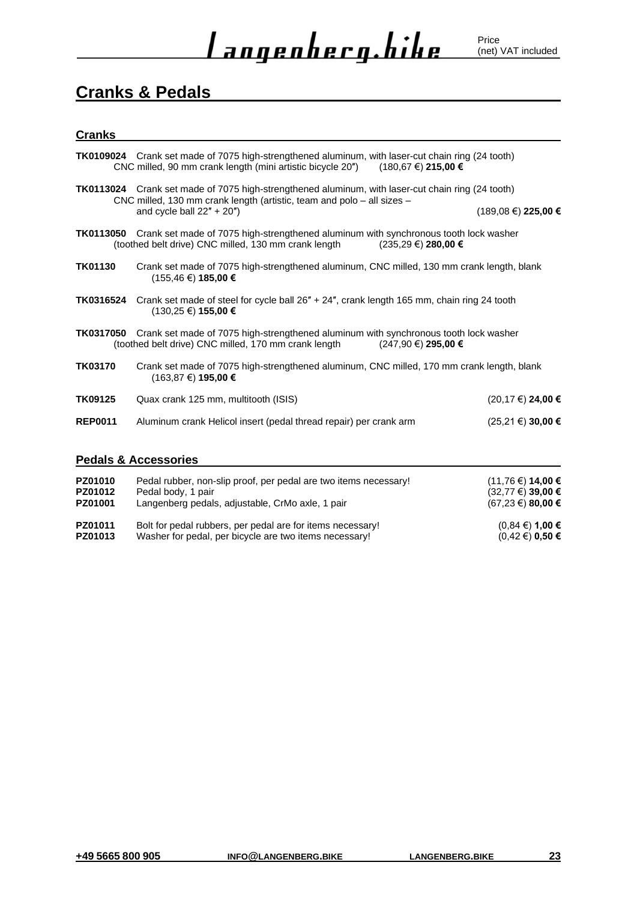# Cranks & Pedals

## Cranks

**TK0109024** Crank set made of 7075 high-strengthened aluminum, with laser-cut chain ring (24 tooth) CNC milled, 90 mm crank length (mini artistic bicycle 20″) (180,67 €) **215,00 €**

**TK0113024** Crank set made of 7075 high-strengthened aluminum, with laser-cut chain ring (24 tooth) CNC milled, 130 mm crank length (artistic, team and polo – all sizes – and cycle ball 22″ + 20″) (189,08 €) **225,00 €**

**TK0113050** Crank set made of 7075 high-strengthened aluminum with synchronous tooth lock washer (toothed belt drive) CNC milled, 130 mm crank length (235,29 €) **280,00 €**

**TK01130** Crank set made of 7075 high-strengthened aluminum, CNC milled, 130 mm crank length, blank (155,46 €) **185,00 €**

**TK0316524** Crank set made of steel for cycle ball 26″ + 24″, crank length 165 mm, chain ring 24 tooth (130,25 €) **155,00 €**

**TK0317050** Crank set made of 7075 high-strengthened aluminum with synchronous tooth lock washer (toothed belt drive) CNC milled, 170 mm crank length (247,90 €) **295,00 €**

**TK03170** Crank set made of 7075 high-strengthened aluminum, CNC milled, 170 mm crank length, blank (163,87 €) **195,00 €**

**TK09125** Quax crank 125 mm, multitooth (ISIS) (20,17 €) **24,00 €**

**REP0011** Aluminum crank Helicol insert (pedal thread repair) per crank arm (25,21 €) **30,00 €**

## Pedals & Accessories

| | | |
|---|---|---|
| **PZ01010** | Pedal rubber, non-slip proof, per pedal are two items necessary! | (11,76 €) **14,00 €** |
| **PZ01012** | Pedal body, 1 pair | (32,77 €) **39,00 €** |
| **PZ01001** | Langenberg pedals, adjustable, CrMo axle, 1 pair | (67,23 €) **80,00 €** |
| **PZ01011** | Bolt for pedal rubbers, per pedal are for items necessary! | (0,84 €) **1,00 €** |
| **PZ01013** | Washer for pedal, per bicycle are two items necessary! | (0,42 €) **0,50 €** |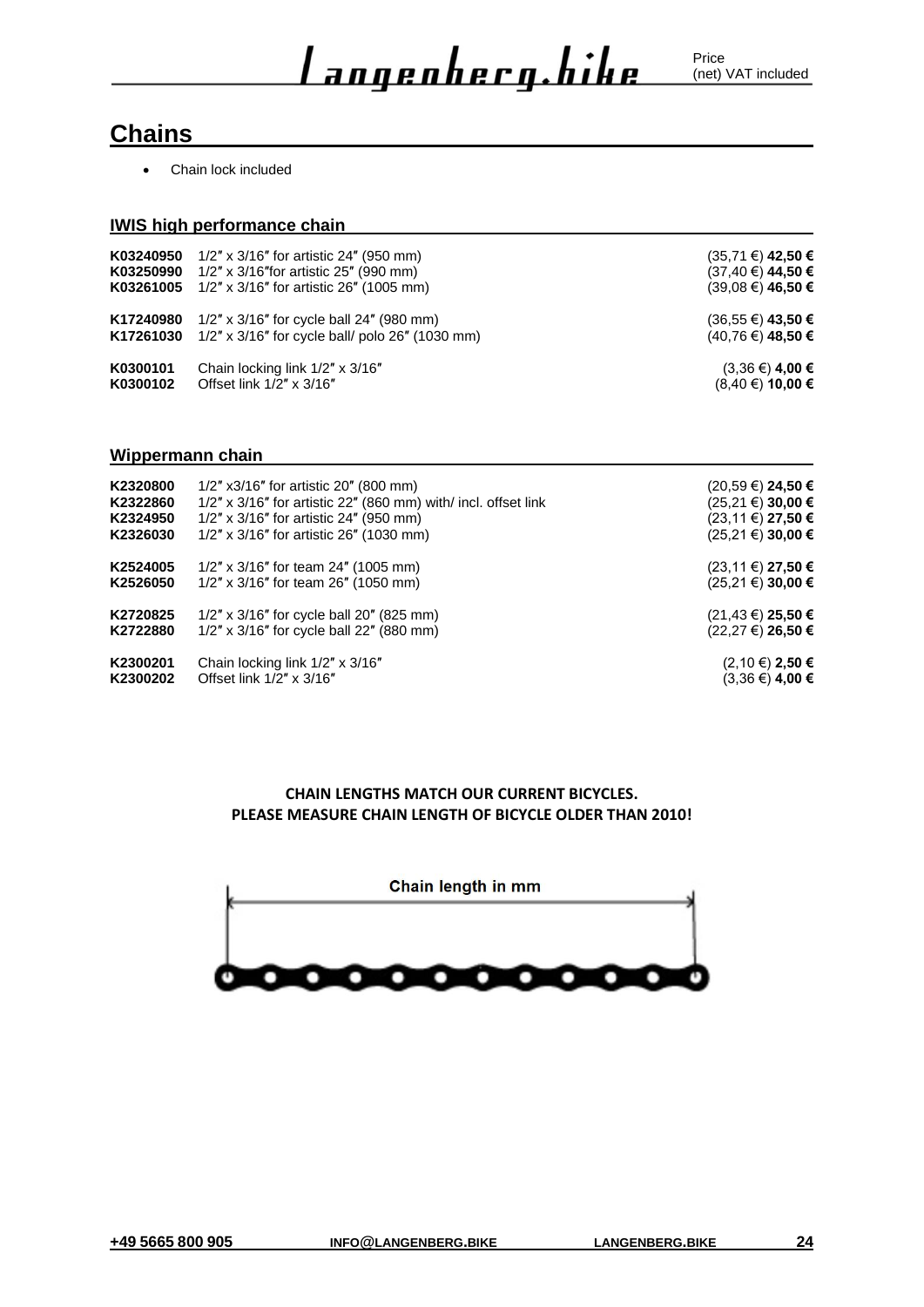# Chains

- Chain lock included

## IWIS high performance chain

| | | |
|---|---|---|
| **K03240950** | 1/2″ x 3/16″ for artistic 24″ (950 mm) | (35,71 €) **42,50 €** |
| **K03250990** | 1/2″ x 3/16″for artistic 25″ (990 mm) | (37,40 €) **44,50 €** |
| **K03261005** | 1/2″ x 3/16″ for artistic 26″ (1005 mm) | (39,08 €) **46,50 €** |
| **K17240980** | 1/2″ x 3/16″ for cycle ball 24″ (980 mm) | (36,55 €) **43,50 €** |
| **K17261030** | 1/2″ x 3/16″ for cycle ball/ polo 26″ (1030 mm) | (40,76 €) **48,50 €** |
| **K0300101** | Chain locking link 1/2″ x 3/16″ | (3,36 €) **4,00 €** |
| **K0300102** | Offset link 1/2″ x 3/16″ | (8,40 €) **10,00 €** |

## Wippermann chain

| | | |
|---|---|---|
| **K2320800** | 1/2″ x3/16″ for artistic 20″ (800 mm) | (20,59 €) **24,50 €** |
| **K2322860** | 1/2″ x 3/16″ for artistic 22″ (860 mm) with/ incl. offset link | (25,21 €) **30,00 €** |
| **K2324950** | 1/2″ x 3/16″ for artistic 24″ (950 mm) | (23,11 €) **27,50 €** |
| **K2326030** | 1/2″ x 3/16″ for artistic 26″ (1030 mm) | (25,21 €) **30,00 €** |
| **K2524005** | 1/2″ x 3/16″ for team 24″ (1005 mm) | (23,11 €) **27,50 €** |
| **K2526050** | 1/2″ x 3/16″ for team 26″ (1050 mm) | (25,21 €) **30,00 €** |
| **K2720825** | 1/2″ x 3/16″ for cycle ball 20″ (825 mm) | (21,43 €) **25,50 €** |
| **K2722880** | 1/2″ x 3/16″ for cycle ball 22″ (880 mm) | (22,27 €) **26,50 €** |
| **K2300201** | Chain locking link 1/2″ x 3/16″ | (2,10 €) **2,50 €** |
| **K2300202** | Offset link 1/2″ x 3/16″ | (3,36 €) **4,00 €** |

**CHAIN LENGTHS MATCH OUR CURRENT BICYCLES.**
**PLEASE MEASURE CHAIN LENGTH OF BICYCLE OLDER THAN 2010!**

Chain length in mm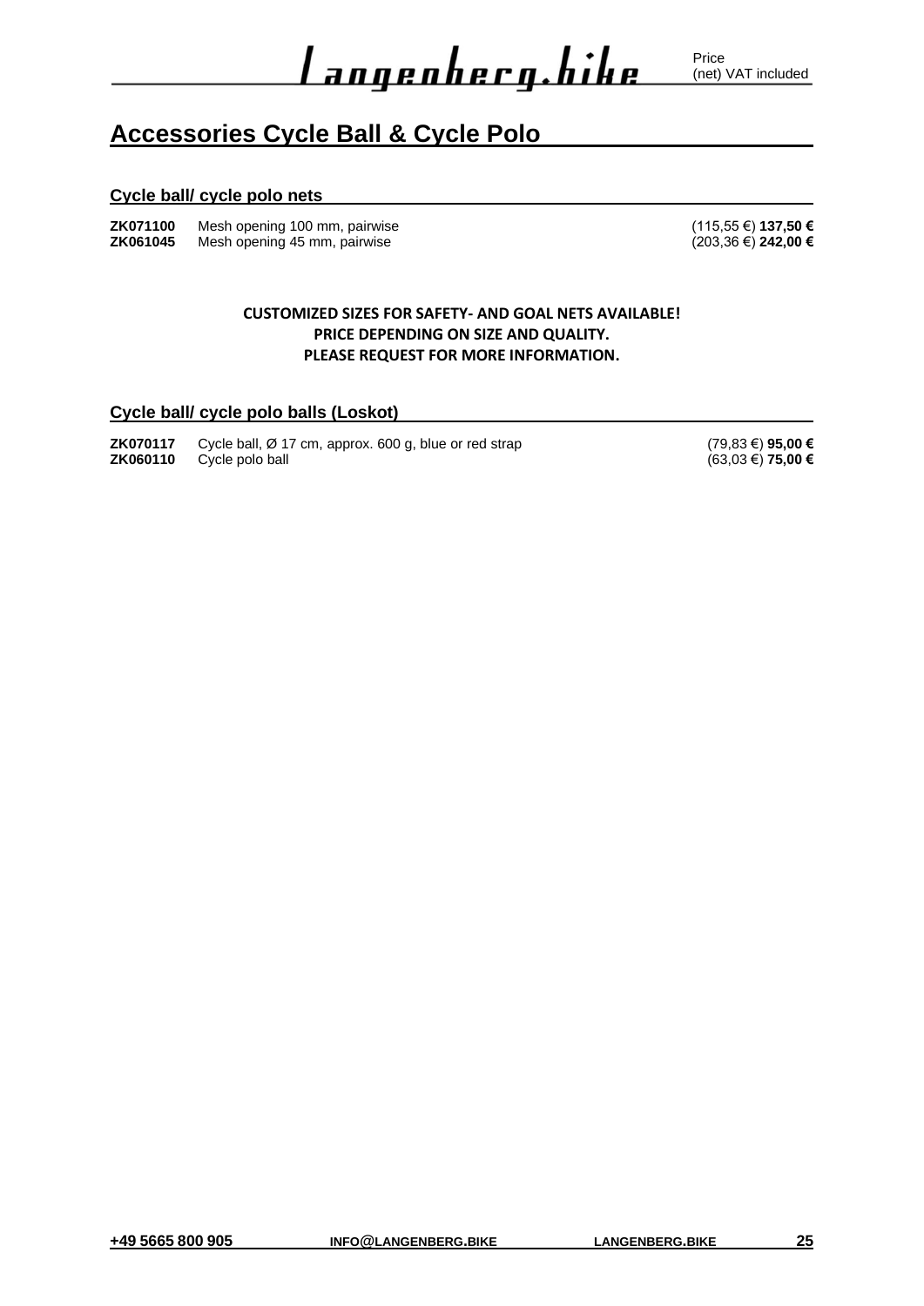# Accessories Cycle Ball & Cycle Polo

## Cycle ball/ cycle polo nets

| | | |
|---|---|---|
| **ZK071100** | Mesh opening 100 mm, pairwise | (115,55 €) **137,50 €** |
| **ZK061045** | Mesh opening 45 mm, pairwise | (203,36 €) **242,00 €** |

**CUSTOMIZED SIZES FOR SAFETY- AND GOAL NETS AVAILABLE!**
**PRICE DEPENDING ON SIZE AND QUALITY.**
**PLEASE REQUEST FOR MORE INFORMATION.**

## Cycle ball/ cycle polo balls (Loskot)

| | | |
|---|---|---|
| **ZK070117** | Cycle ball, Ø 17 cm, approx. 600 g, blue or red strap | (79,83 €) **95,00 €** |
| **ZK060110** | Cycle polo ball | (63,03 €) **75,00 €** |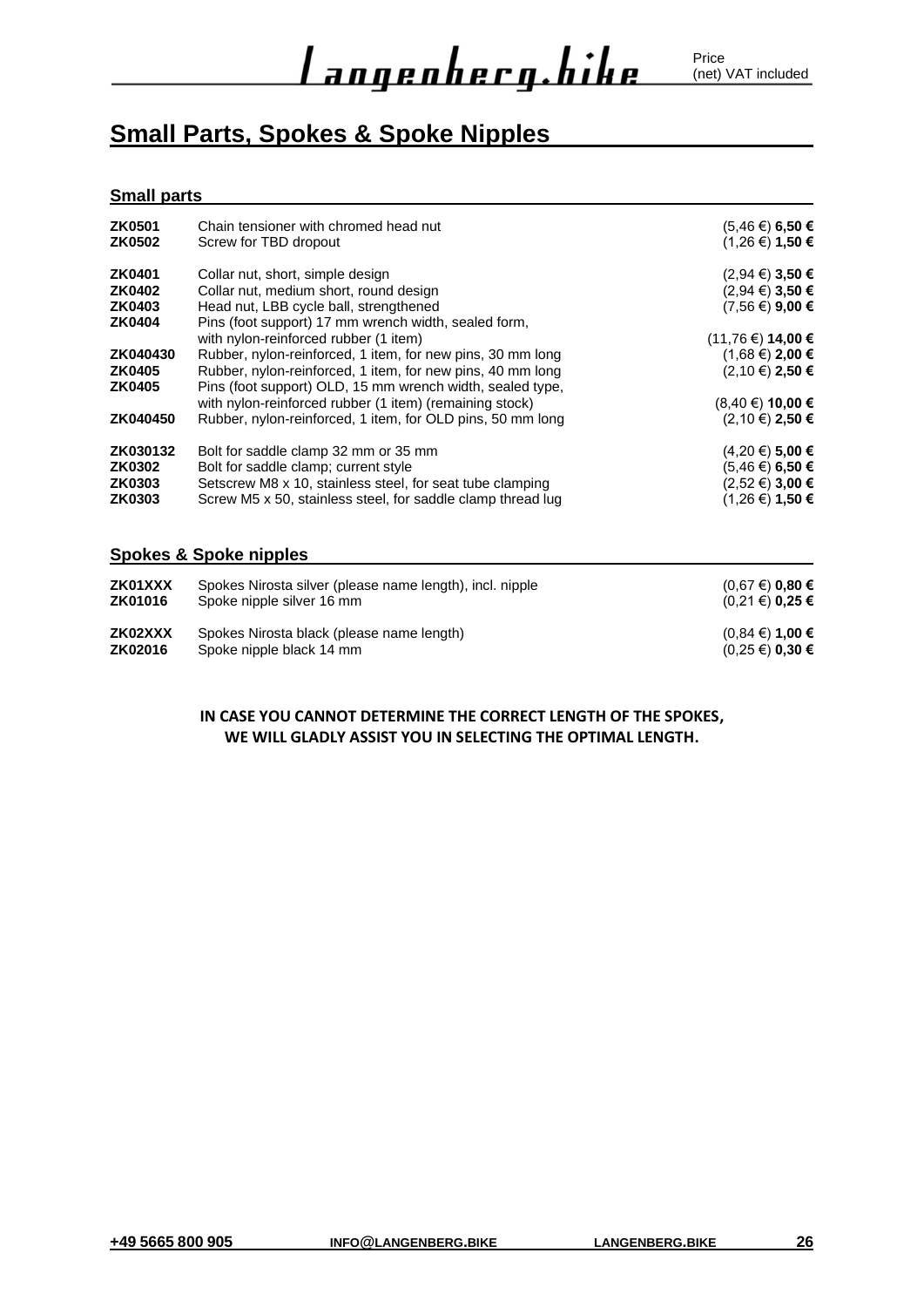# Small Parts, Spokes & Spoke Nipples

Price (net) VAT included

## Small parts

| | | |
|---|---|---|
| **ZK0501** | Chain tensioner with chromed head nut | (5,46 €) **6,50 €** |
| **ZK0502** | Screw for TBD dropout | (1,26 €) **1,50 €** |
| **ZK0401** | Collar nut, short, simple design | (2,94 €) **3,50 €** |
| **ZK0402** | Collar nut, medium short, round design | (2,94 €) **3,50 €** |
| **ZK0403** | Head nut, LBB cycle ball, strengthened | (7,56 €) **9,00 €** |
| **ZK0404** | Pins (foot support) 17 mm wrench width, sealed form, with nylon-reinforced rubber (1 item) | (11,76 €) **14,00 €** |
| **ZK040430** | Rubber, nylon-reinforced, 1 item, for new pins, 30 mm long | (1,68 €) **2,00 €** |
| **ZK0405** | Rubber, nylon-reinforced, 1 item, for new pins, 40 mm long | (2,10 €) **2,50 €** |
| **ZK0405** | Pins (foot support) OLD, 15 mm wrench width, sealed type, with nylon-reinforced rubber (1 item) (remaining stock) | (8,40 €) **10,00 €** |
| **ZK040450** | Rubber, nylon-reinforced, 1 item, for OLD pins, 50 mm long | (2,10 €) **2,50 €** |
| **ZK030132** | Bolt for saddle clamp 32 mm or 35 mm | (4,20 €) **5,00 €** |
| **ZK0302** | Bolt for saddle clamp; current style | (5,46 €) **6,50 €** |
| **ZK0303** | Setscrew M8 x 10, stainless steel, for seat tube clamping | (2,52 €) **3,00 €** |
| **ZK0303** | Screw M5 x 50, stainless steel, for saddle clamp thread lug | (1,26 €) **1,50 €** |

## Spokes & Spoke nipples

| | | |
|---|---|---|
| **ZK01XXX** | Spokes Nirosta silver (please name length), incl. nipple | (0,67 €) **0,80 €** |
| **ZK01016** | Spoke nipple silver 16 mm | (0,21 €) **0,25 €** |
| **ZK02XXX** | Spokes Nirosta black (please name length) | (0,84 €) **1,00 €** |
| **ZK02016** | Spoke nipple black 14 mm | (0,25 €) **0,30 €** |

**IN CASE YOU CANNOT DETERMINE THE CORRECT LENGTH OF THE SPOKES, WE WILL GLADLY ASSIST YOU IN SELECTING THE OPTIMAL LENGTH.**

+49 5665 800 905 INFO@LANGENBERG.BIKE LANGENBERG.BIKE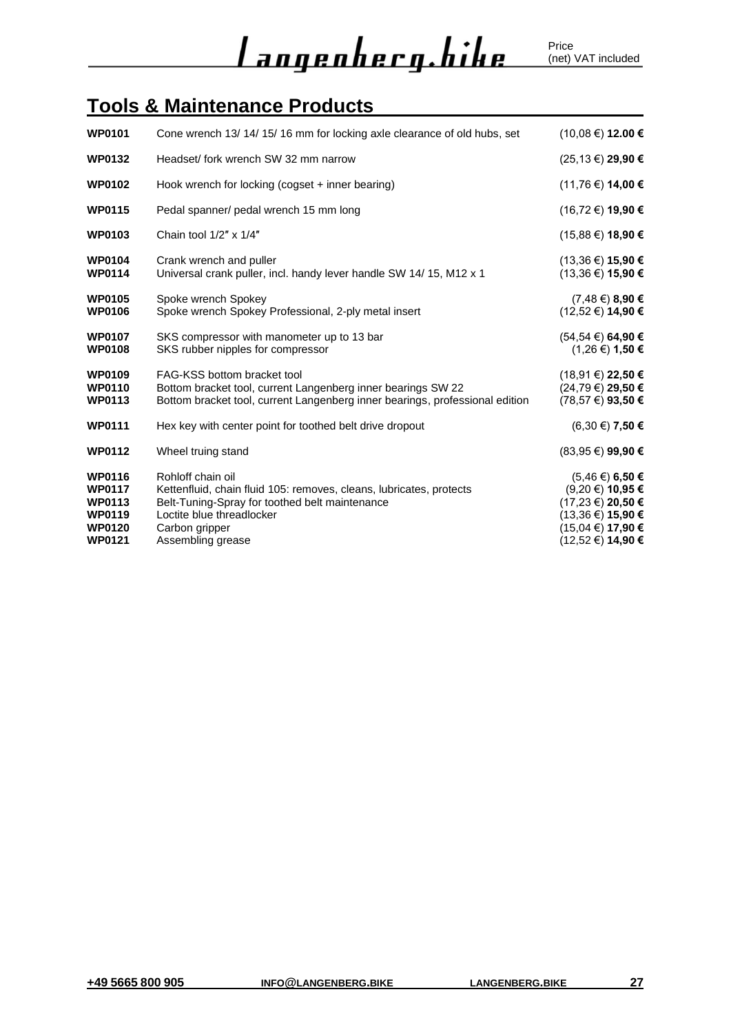## Tools & Maintenance Products

| | | |
|---|---|---|
| **WP0101** | Cone wrench 13/ 14/ 15/ 16 mm for locking axle clearance of old hubs, set | (10,08 €) **12.00 €** |
| **WP0132** | Headset/ fork wrench SW 32 mm narrow | (25,13 €) **29,90 €** |
| **WP0102** | Hook wrench for locking (cogset + inner bearing) | (11,76 €) **14,00 €** |
| **WP0115** | Pedal spanner/ pedal wrench 15 mm long | (16,72 €) **19,90 €** |
| **WP0103** | Chain tool 1/2″ x 1/4″ | (15,88 €) **18,90 €** |
| **WP0104** | Crank wrench and puller | (13,36 €) **15,90 €** |
| **WP0114** | Universal crank puller, incl. handy lever handle SW 14/ 15, M12 x 1 | (13,36 €) **15,90 €** |
| **WP0105** | Spoke wrench Spokey | (7,48 €) **8,90 €** |
| **WP0106** | Spoke wrench Spokey Professional, 2-ply metal insert | (12,52 €) **14,90 €** |
| **WP0107** | SKS compressor with manometer up to 13 bar | (54,54 €) **64,90 €** |
| **WP0108** | SKS rubber nipples for compressor | (1,26 €) **1,50 €** |
| **WP0109** | FAG-KSS bottom bracket tool | (18,91 €) **22,50 €** |
| **WP0110** | Bottom bracket tool, current Langenberg inner bearings SW 22 | (24,79 €) **29,50 €** |
| **WP0113** | Bottom bracket tool, current Langenberg inner bearings, professional edition | (78,57 €) **93,50 €** |
| **WP0111** | Hex key with center point for toothed belt drive dropout | (6,30 €) **7,50 €** |
| **WP0112** | Wheel truing stand | (83,95 €) **99,90 €** |
| **WP0116** | Rohloff chain oil | (5,46 €) **6,50 €** |
| **WP0117** | Kettenfluid, chain fluid 105: removes, cleans, lubricates, protects | (9,20 €) **10,95 €** |
| **WP0113** | Belt-Tuning-Spray for toothed belt maintenance | (17,23 €) **20,50 €** |
| **WP0119** | Loctite blue threadlocker | (13,36 €) **15,90 €** |
| **WP0120** | Carbon gripper | (15,04 €) **17,90 €** |
| **WP0121** | Assembling grease | (12,52 €) **14,90 €** |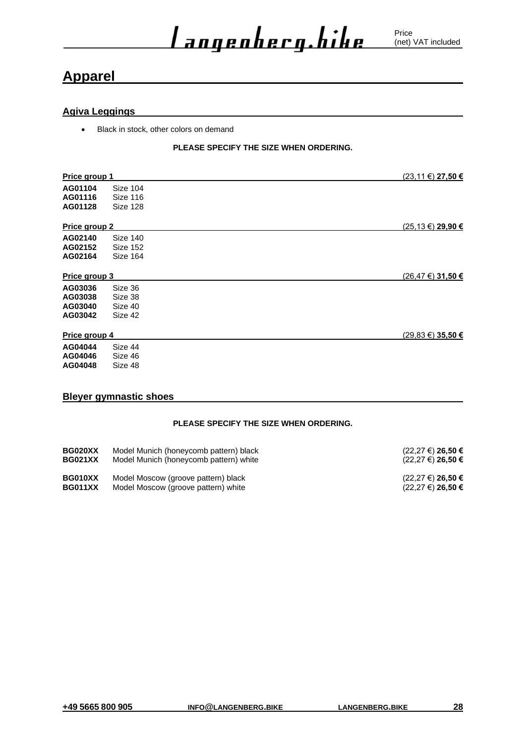# Apparel

## Agiva Leggings

- Black in stock, other colors on demand

**PLEASE SPECIFY THE SIZE WHEN ORDERING.**

| | | |
|---|---|---|
| **Price group 1** | | (23,11 €) **27,50 €** |
| **AG01104** | Size 104 | |
| **AG01116** | Size 116 | |
| **AG01128** | Size 128 | |
| **Price group 2** | | (25,13 €) **29,90 €** |
| **AG02140** | Size 140 | |
| **AG02152** | Size 152 | |
| **AG02164** | Size 164 | |
| **Price group 3** | | (26,47 €) **31,50 €** |
| **AG03036** | Size 36 | |
| **AG03038** | Size 38 | |
| **AG03040** | Size 40 | |
| **AG03042** | Size 42 | |
| **Price group 4** | | (29,83 €) **35,50 €** |
| **AG04044** | Size 44 | |
| **AG04046** | Size 46 | |
| **AG04048** | Size 48 | |

## Bleyer gymnastic shoes

**PLEASE SPECIFY THE SIZE WHEN ORDERING.**

| | | |
|---|---|---|
| **BG020XX** | Model Munich (honeycomb pattern) black | (22,27 €) **26,50 €** |
| **BG021XX** | Model Munich (honeycomb pattern) white | (22,27 €) **26,50 €** |
| **BG010XX** | Model Moscow (groove pattern) black | (22,27 €) **26,50 €** |
| **BG011XX** | Model Moscow (groove pattern) white | (22,27 €) **26,50 €** |